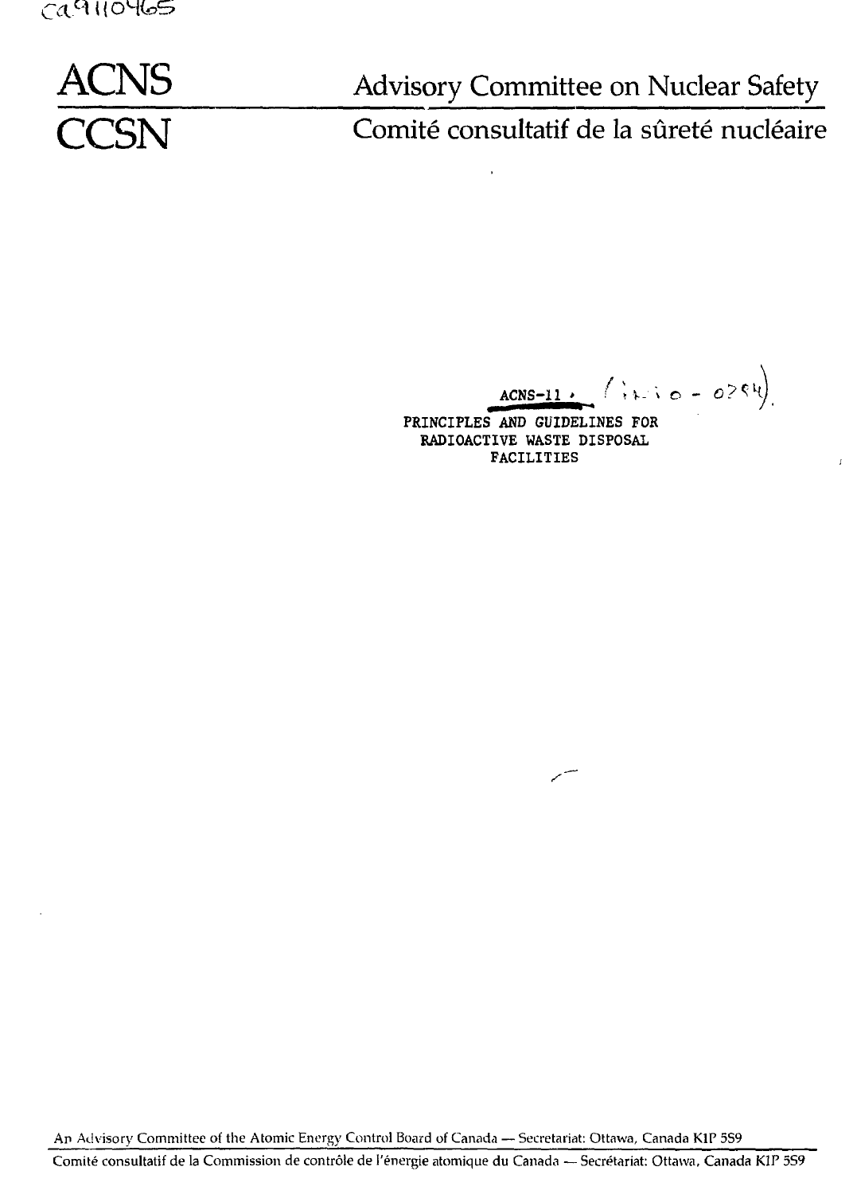CA9110465

# ACNS — Advisory Committee on Nuclear Safety

# CCSN — Comité consultatif de la sûreté nucléaire

ACNS-11 (INFO-0294)

**PRINCIPLES AND GUIDELINES FOR RADIOACTIVE WASTE DISPOSAL FACILITIES**

An Advisory Committee of the Atomic Energy Control Board of Canada — Secretariat: Ottawa, Canada K1P 5S9

Comité consultatif de la Commission de contrôle de l'énergie atomique du Canada — Secrétariat: Ottawa, Canada K1P 5S9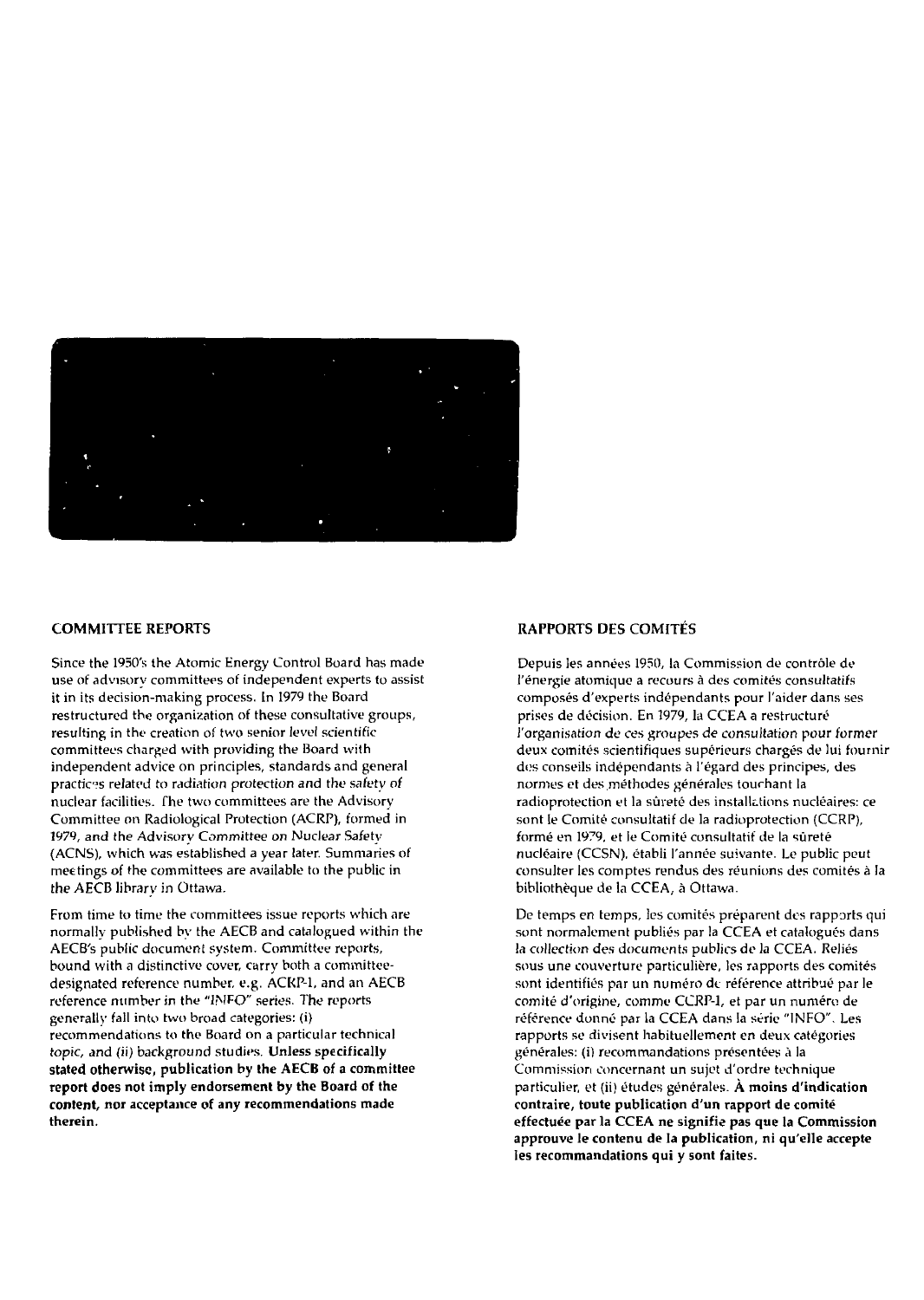## COMMITTEE REPORTS

Since the 1950's the Atomic Energy Control Board has made use of advisory committees of independent experts to assist it in its decision-making process. In 1979 the Board restructured the organization of these consultative groups, resulting in the creation of two senior level scientific committees charged with providing the Board with independent advice on principles, standards and general practices related to radiation protection and the safety of nuclear facilities. The two committees are the Advisory Committee on Radiological Protection (ACRP), formed in 1979, and the Advisory Committee on Nuclear Safety (ACNS), which was established a year later. Summaries of meetings of the committees are available to the public in the AECB library in Ottawa.

From time to time the committees issue reports which are normally published by the AECB and catalogued within the AECB's public document system. Committee reports, bound with a distinctive cover, carry both a committee-designated reference number, e.g. ACRP-1, and an AECB reference number in the "INFO" series. The reports generally fall into two broad categories: (i) recommendations to the Board on a particular technical topic, and (ii) background studies. **Unless specifically stated otherwise, publication by the AECB of a committee report does not imply endorsement by the Board of the content, nor acceptance of any recommendations made therein.**

## RAPPORTS DES COMITÉS

Depuis les années 1950, la Commission de contrôle de l'énergie atomique a recours à des comités consultatifs composés d'experts indépendants pour l'aider dans ses prises de décision. En 1979, la CCEA a restructuré l'organisation de ces groupes de consultation pour former deux comités scientifiques supérieurs chargés de lui fournir des conseils indépendants à l'égard des principes, des normes et des méthodes générales touchant la radioprotection et la sûreté des installations nucléaires: ce sont le Comité consultatif de la radioprotection (CCRP), formé en 1979, et le Comité consultatif de la sûreté nucléaire (CCSN), établi l'année suivante. Le public peut consulter les comptes rendus des réunions des comités à la bibliothèque de la CCEA, à Ottawa.

De temps en temps, les comités préparent des rapports qui sont normalement publiés par la CCEA et catalogués dans la collection des documents publics de la CCEA. Reliés sous une couverture particulière, les rapports des comités sont identifiés par un numéro de référence attribué par le comité d'origine, comme CCRP-1, et par un numéro de référence donné par la CCEA dans la série "INFO". Les rapports se divisent habituellement en deux catégories générales: (i) recommandations présentées à la Commission concernant un sujet d'ordre technique particulier, et (ii) études générales. **À moins d'indication contraire, toute publication d'un rapport de comité effectuée par la CCEA ne signifie pas que la Commission approuve le contenu de la publication, ni qu'elle accepte les recommandations qui y sont faites.**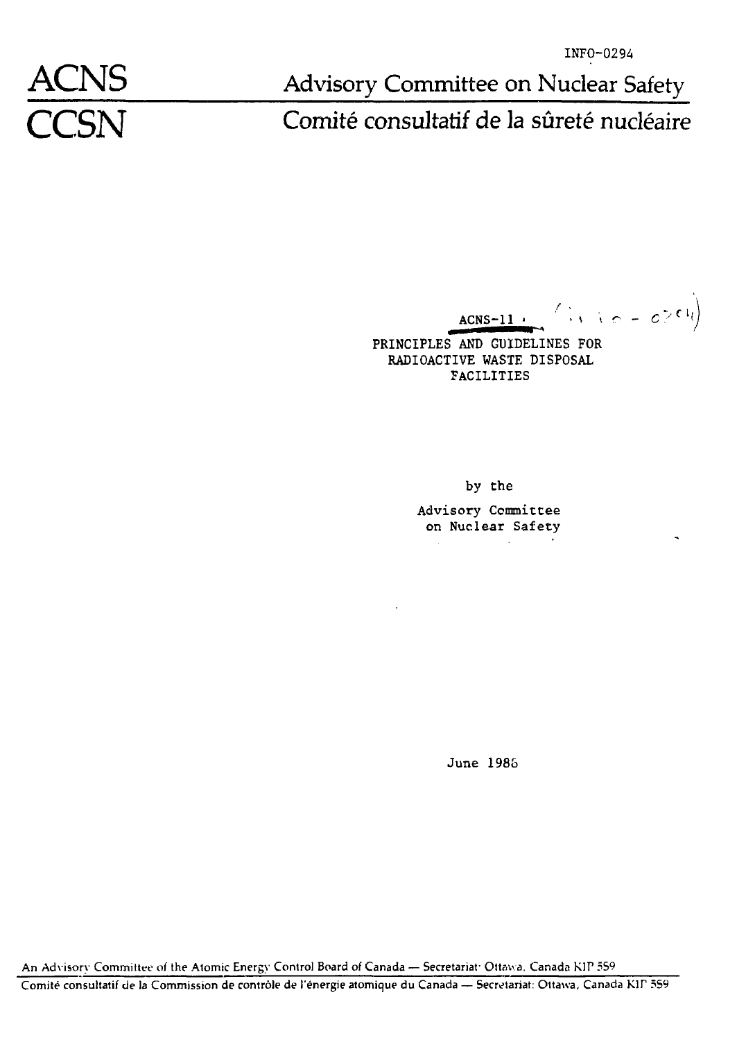INFO-0294

# ACNS
# CCSN

## Advisory Committee on Nuclear Safety

## Comité consultatif de la sûreté nucléaire

ACNS-11

PRINCIPLES AND GUIDELINES FOR RADIOACTIVE WASTE DISPOSAL FACILITIES

by the

Advisory Committee on Nuclear Safety

June 1986

An Advisory Committee of the Atomic Energy Control Board of Canada — Secretariat: Ottawa, Canada K1P 5S9

Comité consultatif de la Commission de contrôle de l'énergie atomique du Canada — Secretariat: Ottawa, Canada K1P 5S9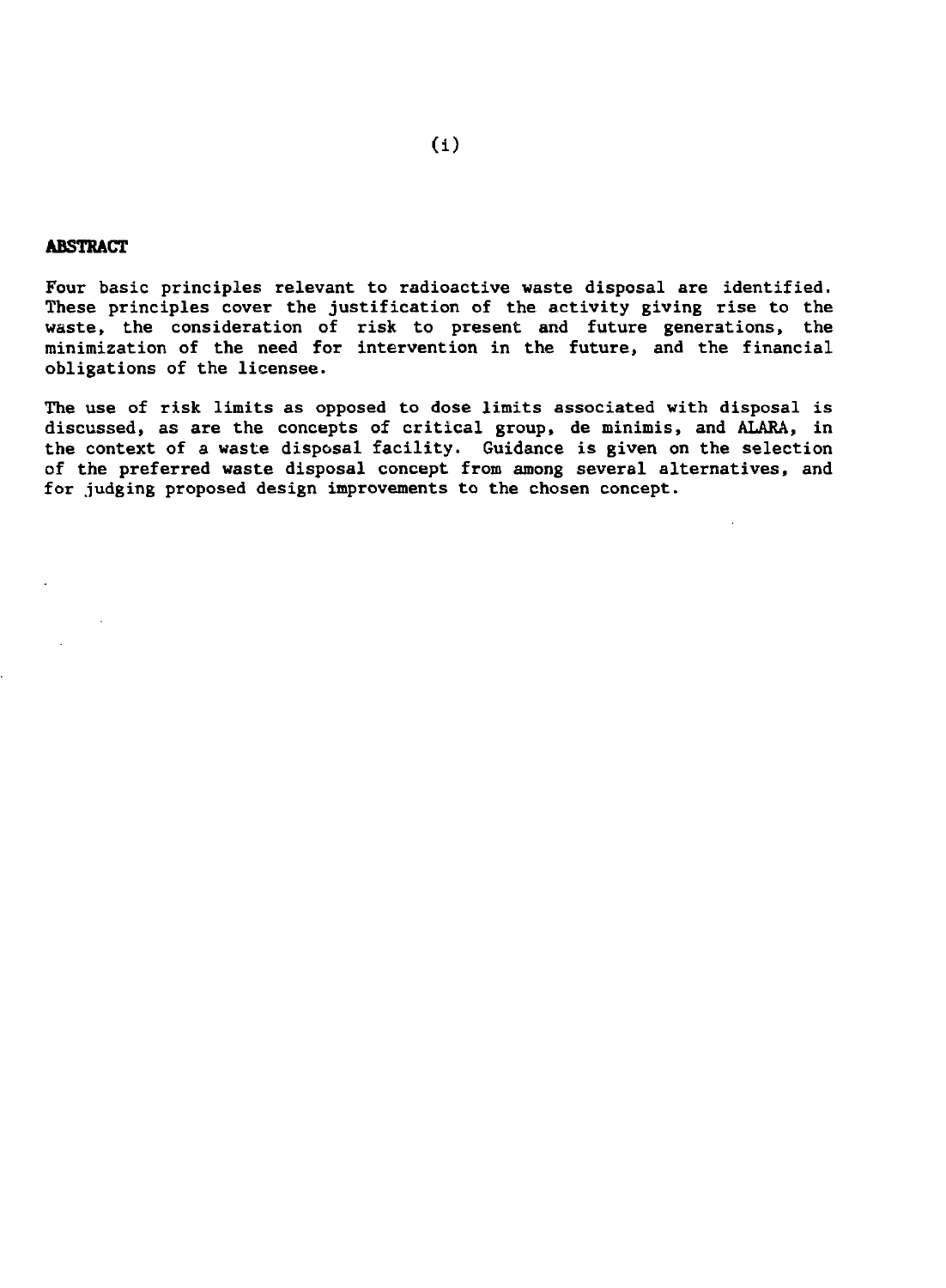**ABSTRACT**

Four basic principles relevant to radioactive waste disposal are identified. These principles cover the justification of the activity giving rise to the waste, the consideration of risk to present and future generations, the minimization of the need for intervention in the future, and the financial obligations of the licensee.

The use of risk limits as opposed to dose limits associated with disposal is discussed, as are the concepts of critical group, de minimis, and ALARA, in the context of a waste disposal facility. Guidance is given on the selection of the preferred waste disposal concept from among several alternatives, and for judging proposed design improvements to the chosen concept.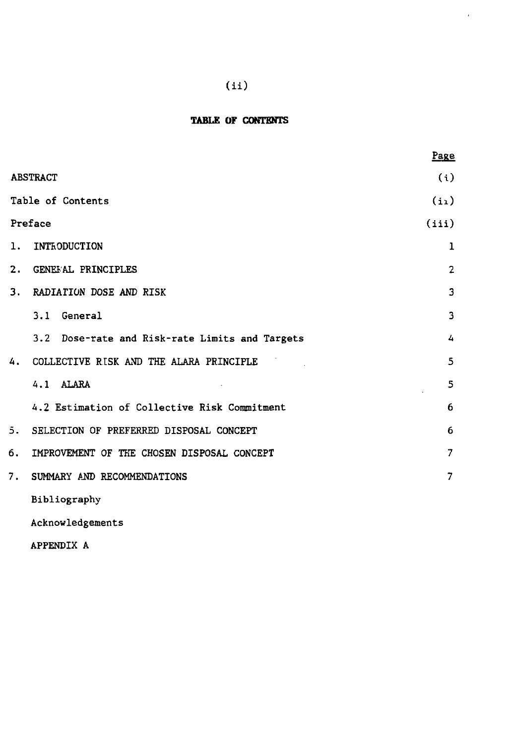## TABLE OF CONTENTS

| | Page |
|---|---|
| ABSTRACT | (i) |
| Table of Contents | (ii) |
| Preface | (iii) |
| 1. INTRODUCTION | 1 |
| 2. GENERAL PRINCIPLES | 2 |
| 3. RADIATION DOSE AND RISK | 3 |
| 3.1 General | 3 |
| 3.2 Dose-rate and Risk-rate Limits and Targets | 4 |
| 4. COLLECTIVE RISK AND THE ALARA PRINCIPLE | 5 |
| 4.1 ALARA | 5 |
| 4.2 Estimation of Collective Risk Commitment | 6 |
| 5. SELECTION OF PREFERRED DISPOSAL CONCEPT | 6 |
| 6. IMPROVEMENT OF THE CHOSEN DISPOSAL CONCEPT | 7 |
| 7. SUMMARY AND RECOMMENDATIONS | 7 |
| Bibliography | |
| Acknowledgements | |
| APPENDIX A | |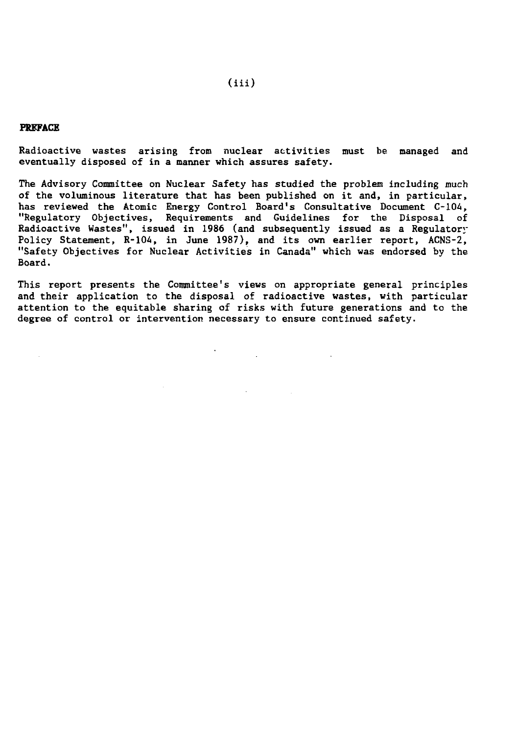## PREFACE

Radioactive wastes arising from nuclear activities must be managed and eventually disposed of in a manner which assures safety.

The Advisory Committee on Nuclear Safety has studied the problem including much of the voluminous literature that has been published on it and, in particular, has reviewed the Atomic Energy Control Board's Consultative Document C-104, "Regulatory Objectives, Requirements and Guidelines for the Disposal of Radioactive Wastes", issued in 1986 (and subsequently issued as a Regulatory Policy Statement, R-104, in June 1987), and its own earlier report, ACNS-2, "Safety Objectives for Nuclear Activities in Canada" which was endorsed by the Board.

This report presents the Committee's views on appropriate general principles and their application to the disposal of radioactive wastes, with particular attention to the equitable sharing of risks with future generations and to the degree of control or intervention necessary to ensure continued safety.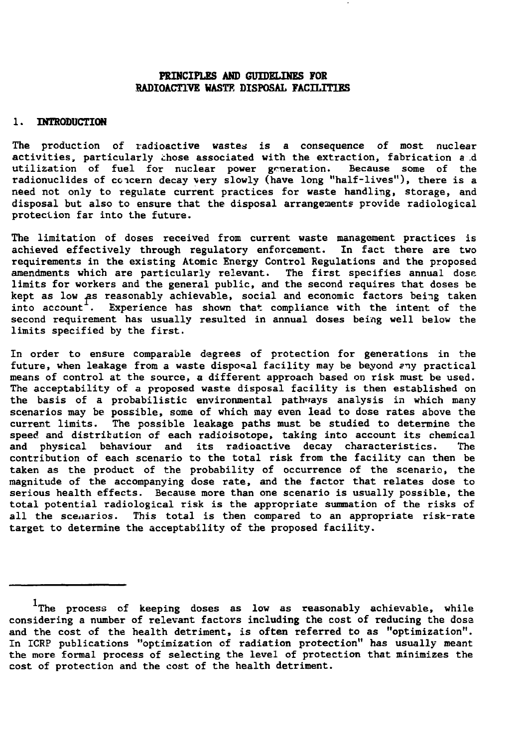# PRINCIPLES AND GUIDELINES FOR RADIOACTIVE WASTE DISPOSAL FACILITIES

## 1. INTRODUCTION

The production of radioactive wastes is a consequence of most nuclear activities, particularly those associated with the extraction, fabrication and utilization of fuel for nuclear power generation. Because some of the radionuclides of concern decay very slowly (have long "half-lives"), there is a need not only to regulate current practices for waste handling, storage, and disposal but also to ensure that the disposal arrangements provide radiological protection far into the future.

The limitation of doses received from current waste management practices is achieved effectively through regulatory enforcement. In fact there are two requirements in the existing Atomic Energy Control Regulations and the proposed amendments which are particularly relevant. The first specifies annual dose limits for workers and the general public, and the second requires that doses be kept as low as reasonably achievable, social and economic factors being taken into account[1]. Experience has shown that compliance with the intent of the second requirement has usually resulted in annual doses being well below the limits specified by the first.

In order to ensure comparable degrees of protection for generations in the future, when leakage from a waste disposal facility may be beyond any practical means of control at the source, a different approach based on risk must be used. The acceptability of a proposed waste disposal facility is then established on the basis of a probabilistic environmental pathways analysis in which many scenarios may be possible, some of which may even lead to dose rates above the current limits. The possible leakage paths must be studied to determine the speed and distribution of each radioisotope, taking into account its chemical and physical behaviour and its radioactive decay characteristics. The contribution of each scenario to the total risk from the facility can then be taken as the product of the probability of occurrence of the scenario, the magnitude of the accompanying dose rate, and the factor that relates dose to serious health effects. Because more than one scenario is usually possible, the total potential radiological risk is the appropriate summation of the risks of all the scenarios. This total is then compared to an appropriate risk-rate target to determine the acceptability of the proposed facility.

---

[1] The process of keeping doses as low as reasonably achievable, while considering a number of relevant factors including the cost of reducing the dose and the cost of the health detriment, is often referred to as "optimization". In ICRP publications "optimization of radiation protection" has usually meant the more formal process of selecting the level of protection that minimizes the cost of protection and the cost of the health detriment.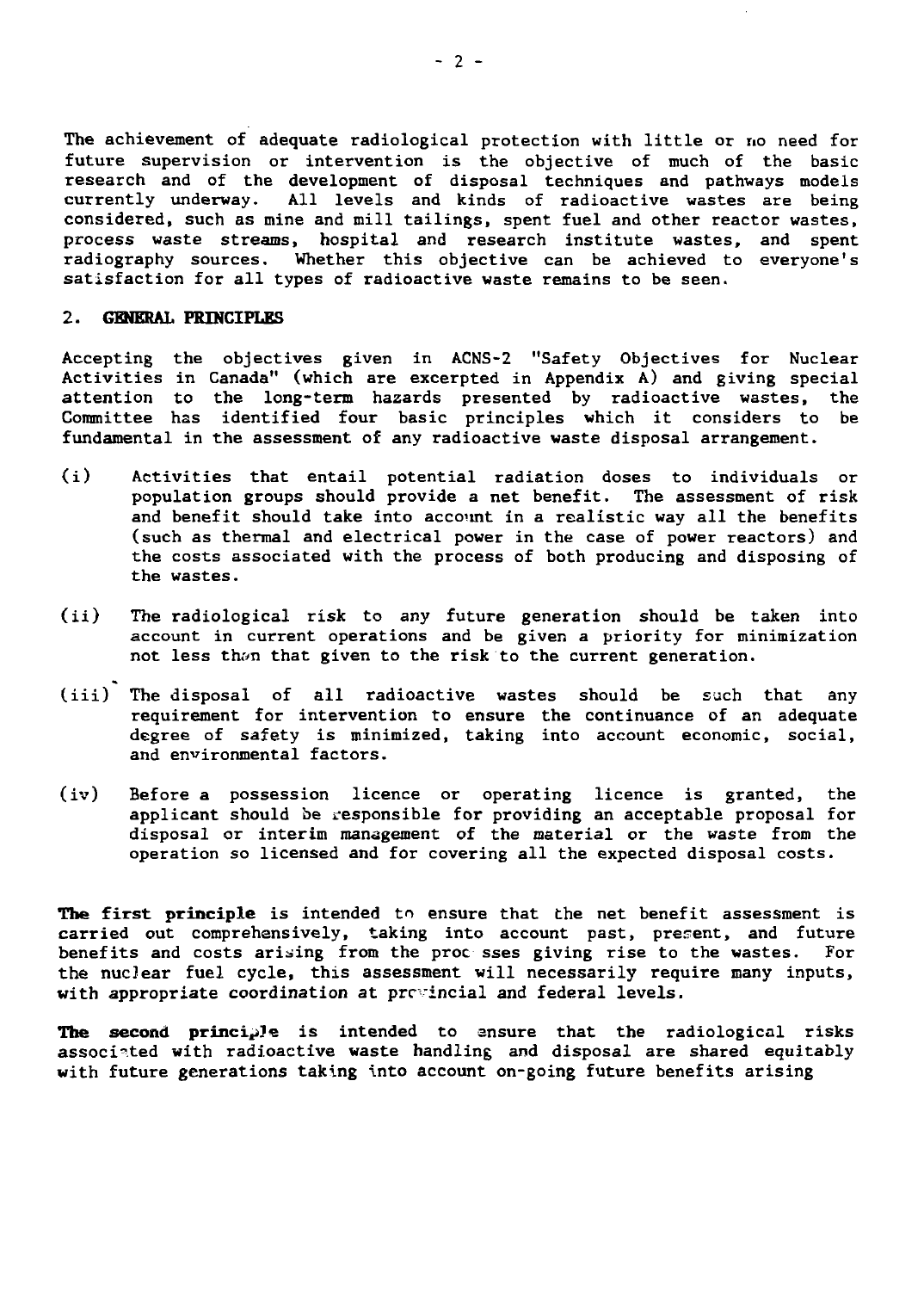The achievement of adequate radiological protection with little or no need for future supervision or intervention is the objective of much of the basic research and of the development of disposal techniques and pathways models currently underway. All levels and kinds of radioactive wastes are being considered, such as mine and mill tailings, spent fuel and other reactor wastes, process waste streams, hospital and research institute wastes, and spent radiography sources. Whether this objective can be achieved to everyone's satisfaction for all types of radioactive waste remains to be seen.

## 2. GENERAL PRINCIPLES

Accepting the objectives given in ACNS-2 "Safety Objectives for Nuclear Activities in Canada" (which are excerpted in Appendix A) and giving special attention to the long-term hazards presented by radioactive wastes, the Committee has identified four basic principles which it considers to be fundamental in the assessment of any radioactive waste disposal arrangement.

(i) Activities that entail potential radiation doses to individuals or population groups should provide a net benefit. The assessment of risk and benefit should take into account in a realistic way all the benefits (such as thermal and electrical power in the case of power reactors) and the costs associated with the process of both producing and disposing of the wastes.

(ii) The radiological risk to any future generation should be taken into account in current operations and be given a priority for minimization not less than that given to the risk to the current generation.

(iii) The disposal of all radioactive wastes should be such that any requirement for intervention to ensure the continuance of an adequate degree of safety is minimized, taking into account economic, social, and environmental factors.

(iv) Before a possession licence or operating licence is granted, the applicant should be responsible for providing an acceptable proposal for disposal or interim management of the material or the waste from the operation so licensed and for covering all the expected disposal costs.

**The first principle** is intended to ensure that the net benefit assessment is carried out comprehensively, taking into account past, present, and future benefits and costs arising from the processes giving rise to the wastes. For the nuclear fuel cycle, this assessment will necessarily require many inputs, with appropriate coordination at provincial and federal levels.

**The second principle** is intended to ensure that the radiological risks associated with radioactive waste handling and disposal are shared equitably with future generations taking into account on-going future benefits arising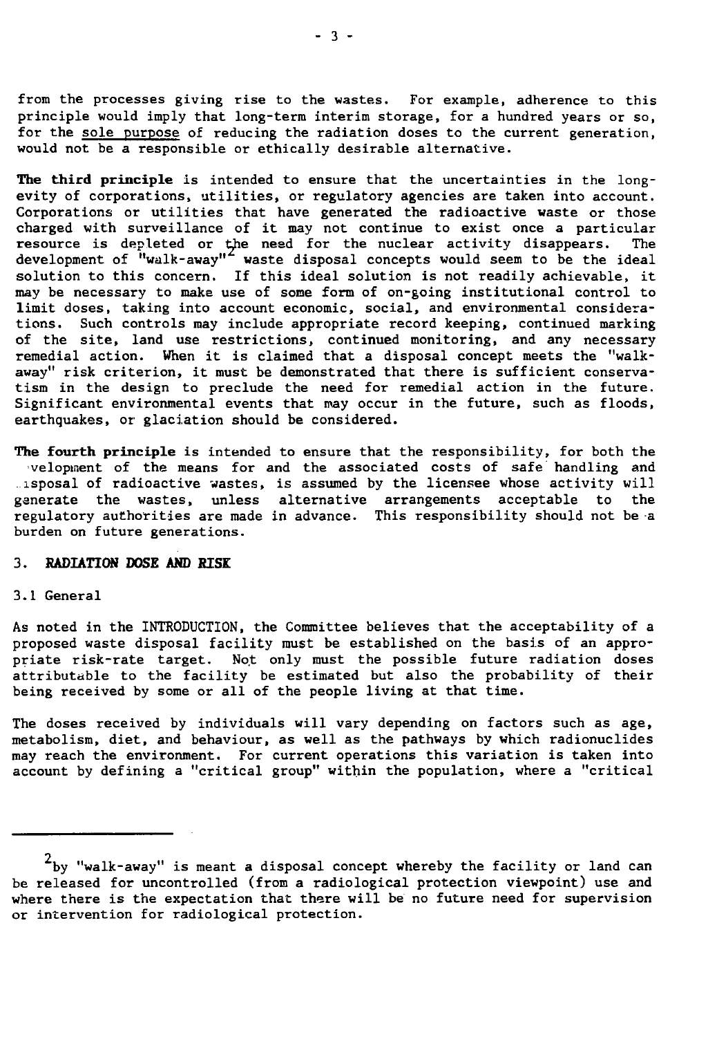from the processes giving rise to the wastes. For example, adherence to this principle would imply that long-term interim storage, for a hundred years or so, for the <u>sole purpose</u> of reducing the radiation doses to the current generation, would not be a responsible or ethically desirable alternative.

**The third principle** is intended to ensure that the uncertainties in the longevity of corporations, utilities, or regulatory agencies are taken into account. Corporations or utilities that have generated the radioactive waste or those charged with surveillance of it may not continue to exist once a particular resource is depleted or the need for the nuclear activity disappears. The development of "walk-away"[2] waste disposal concepts would seem to be the ideal solution to this concern. If this ideal solution is not readily achievable, it may be necessary to make use of some form of on-going institutional control to limit doses, taking into account economic, social, and environmental considerations. Such controls may include appropriate record keeping, continued marking of the site, land use restrictions, continued monitoring, and any necessary remedial action. When it is claimed that a disposal concept meets the "walk-away" risk criterion, it must be demonstrated that there is sufficient conservatism in the design to preclude the need for remedial action in the future. Significant environmental events that may occur in the future, such as floods, earthquakes, or glaciation should be considered.

**The fourth principle** is intended to ensure that the responsibility, for both the development of the means for and the associated costs of safe handling and disposal of radioactive wastes, is assumed by the licensee whose activity will generate the wastes, unless alternative arrangements acceptable to the regulatory authorities are made in advance. This responsibility should not be a burden on future generations.

## 3. RADIATION DOSE AND RISK

### 3.1 General

As noted in the INTRODUCTION, the Committee believes that the acceptability of a proposed waste disposal facility must be established on the basis of an appropriate risk-rate target. Not only must the possible future radiation doses attributable to the facility be estimated but also the probability of their being received by some or all of the people living at that time.

The doses received by individuals will vary depending on factors such as age, metabolism, diet, and behaviour, as well as the pathways by which radionuclides may reach the environment. For current operations this variation is taken into account by defining a "critical group" within the population, where a "critical

---

[2] by "walk-away" is meant a disposal concept whereby the facility or land can be released for uncontrolled (from a radiological protection viewpoint) use and where there is the expectation that there will be no future need for supervision or intervention for radiological protection.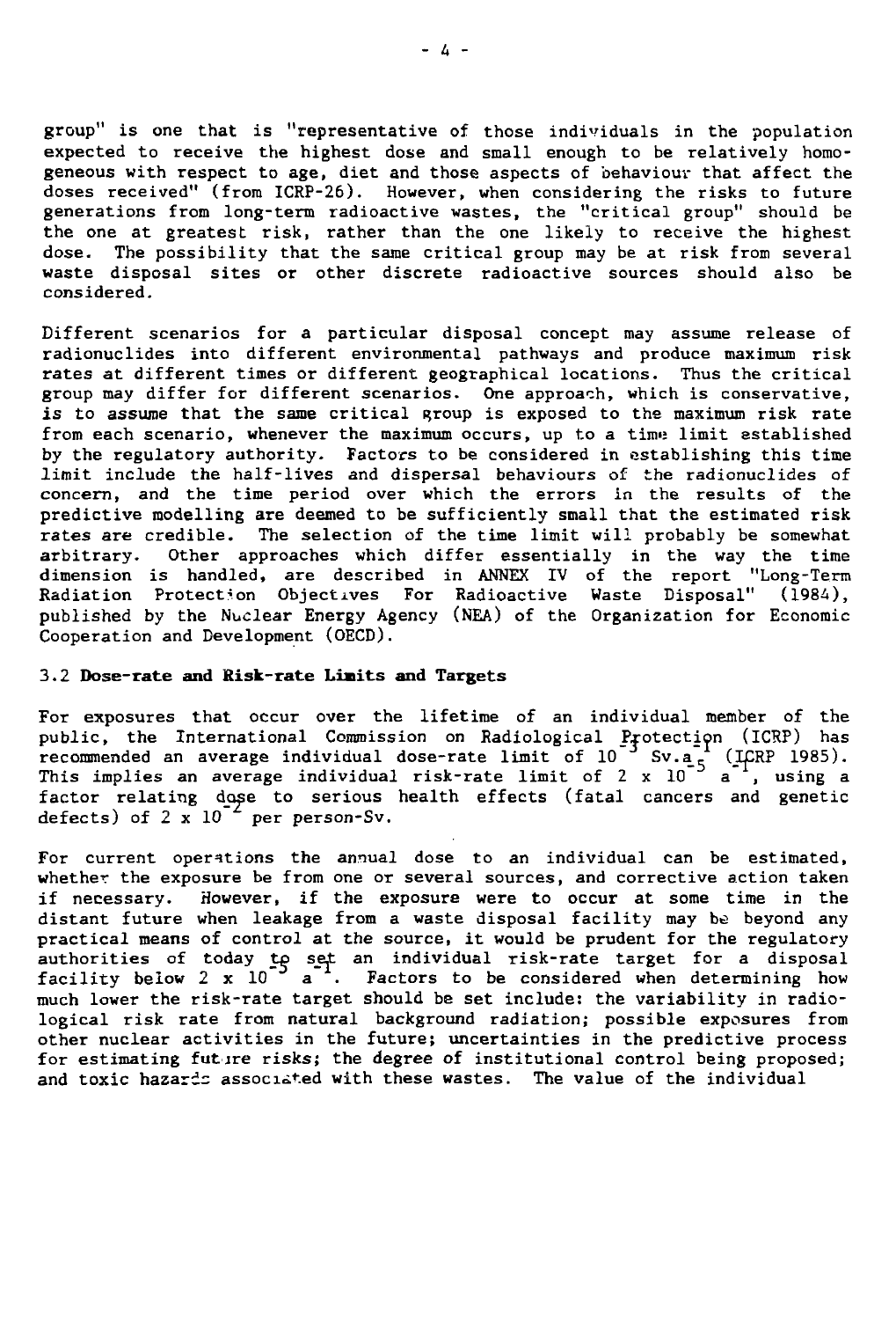group" is one that is "representative of those individuals in the population expected to receive the highest dose and small enough to be relatively homogeneous with respect to age, diet and those aspects of behaviour that affect the doses received" (from ICRP-26). However, when considering the risks to future generations from long-term radioactive wastes, the "critical group" should be the one at greatest risk, rather than the one likely to receive the highest dose. The possibility that the same critical group may be at risk from several waste disposal sites or other discrete radioactive sources should also be considered.

Different scenarios for a particular disposal concept may assume release of radionuclides into different environmental pathways and produce maximum risk rates at different times or different geographical locations. Thus the critical group may differ for different scenarios. One approach, which is conservative, is to assume that the same critical group is exposed to the maximum risk rate from each scenario, whenever the maximum occurs, up to a time limit established by the regulatory authority. Factors to be considered in establishing this time limit include the half-lives and dispersal behaviours of the radionuclides of concern, and the time period over which the errors in the results of the predictive modelling are deemed to be sufficiently small that the estimated risk rates are credible. The selection of the time limit will probably be somewhat arbitrary. Other approaches which differ essentially in the way the time dimension is handled, are described in ANNEX IV of the report "Long-Term Radiation Protection Objectives For Radioactive Waste Disposal" (1984), published by the Nuclear Energy Agency (NEA) of the Organization for Economic Cooperation and Development (OECD).

### 3.2 Dose-rate and Risk-rate Limits and Targets

For exposures that occur over the lifetime of an individual member of the public, the International Commission on Radiological Protection (ICRP) has recommended an average individual dose-rate limit of $10^{-3}$ Sv.a$^{-1}$ (ICRP 1985). This implies an average individual risk-rate limit of $2 \times 10^{-5}$ a$^{-1}$, using a factor relating dose to serious health effects (fatal cancers and genetic defects) of $2 \times 10^{-2}$ per person-Sv.

For current operations the annual dose to an individual can be estimated, whether the exposure be from one or several sources, and corrective action taken if necessary. However, if the exposure were to occur at some time in the distant future when leakage from a waste disposal facility may be beyond any practical means of control at the source, it would be prudent for the regulatory authorities of today to set an individual risk-rate target for a disposal facility below $2 \times 10^{-5}$ a$^{-1}$. Factors to be considered when determining how much lower the risk-rate target should be set include: the variability in radiological risk rate from natural background radiation; possible exposures from other nuclear activities in the future; uncertainties in the predictive process for estimating future risks; the degree of institutional control being proposed; and toxic hazards associated with these wastes. The value of the individual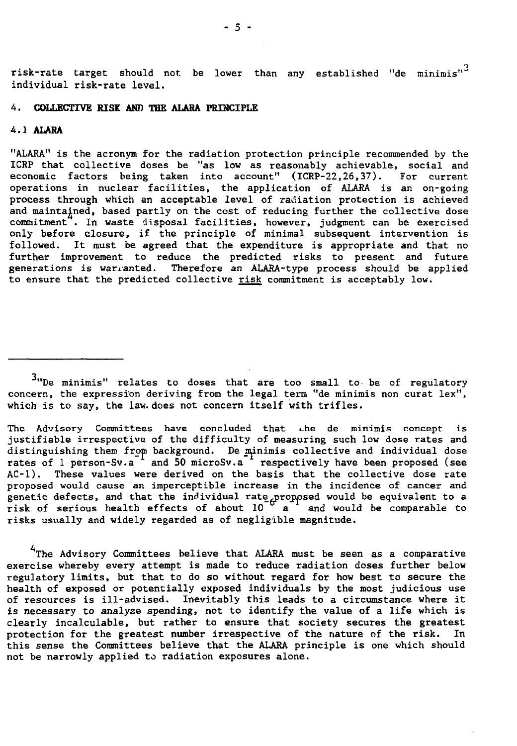risk-rate target should not be lower than any established "de minimis"[3] individual risk-rate level.

## 4. COLLECTIVE RISK AND THE ALARA PRINCIPLE

### 4.1 ALARA

"ALARA" is the acronym for the radiation protection principle recommended by the ICRP that collective doses be "as low as reasonably achievable, social and economic factors being taken into account" (ICRP-22,26,37). For current operations in nuclear facilities, the application of ALARA is an on-going process through which an acceptable level of radiation protection is achieved and maintained, based partly on the cost of reducing further the collective dose commitment[4]. In waste disposal facilities, however, judgment can be exercised only before closure, if the principle of minimal subsequent intervention is followed. It must be agreed that the expenditure is appropriate and that no further improvement to reduce the predicted risks to present and future generations is warranted. Therefore an ALARA-type process should be applied to ensure that the predicted collective _risk_ commitment is acceptably low.

---

[3] "De minimis" relates to doses that are too small to be of regulatory concern, the expression deriving from the legal term "de minimis non curat lex", which is to say, the law does not concern itself with trifles.

The Advisory Committees have concluded that the de minimis concept is justifiable irrespective of the difficulty of measuring such low dose rates and distinguishing them from background. De minimis collective and individual dose rates of 1 person-Sv.$a^{-1}$ and 50 microSv.$a^{-1}$ respectively have been proposed (see AC-1). These values were derived on the basis that the collective dose rate proposed would cause an imperceptible increase in the incidence of cancer and genetic defects, and that the individual rate proposed would be equivalent to a risk of serious health effects of about $10^{-6}$ $a^{-1}$ and would be comparable to risks usually and widely regarded as of negligible magnitude.

[4] The Advisory Committees believe that ALARA must be seen as a comparative exercise whereby every attempt is made to reduce radiation doses further below regulatory limits, but that to do so without regard for how best to secure the health of exposed or potentially exposed individuals by the most judicious use of resources is ill-advised. Inevitably this leads to a circumstance where it is necessary to analyze spending, not to identify the value of a life which is clearly incalculable, but rather to ensure that society secures the greatest protection for the greatest number irrespective of the nature of the risk. In this sense the Committees believe that the ALARA principle is one which should not be narrowly applied to radiation exposures alone.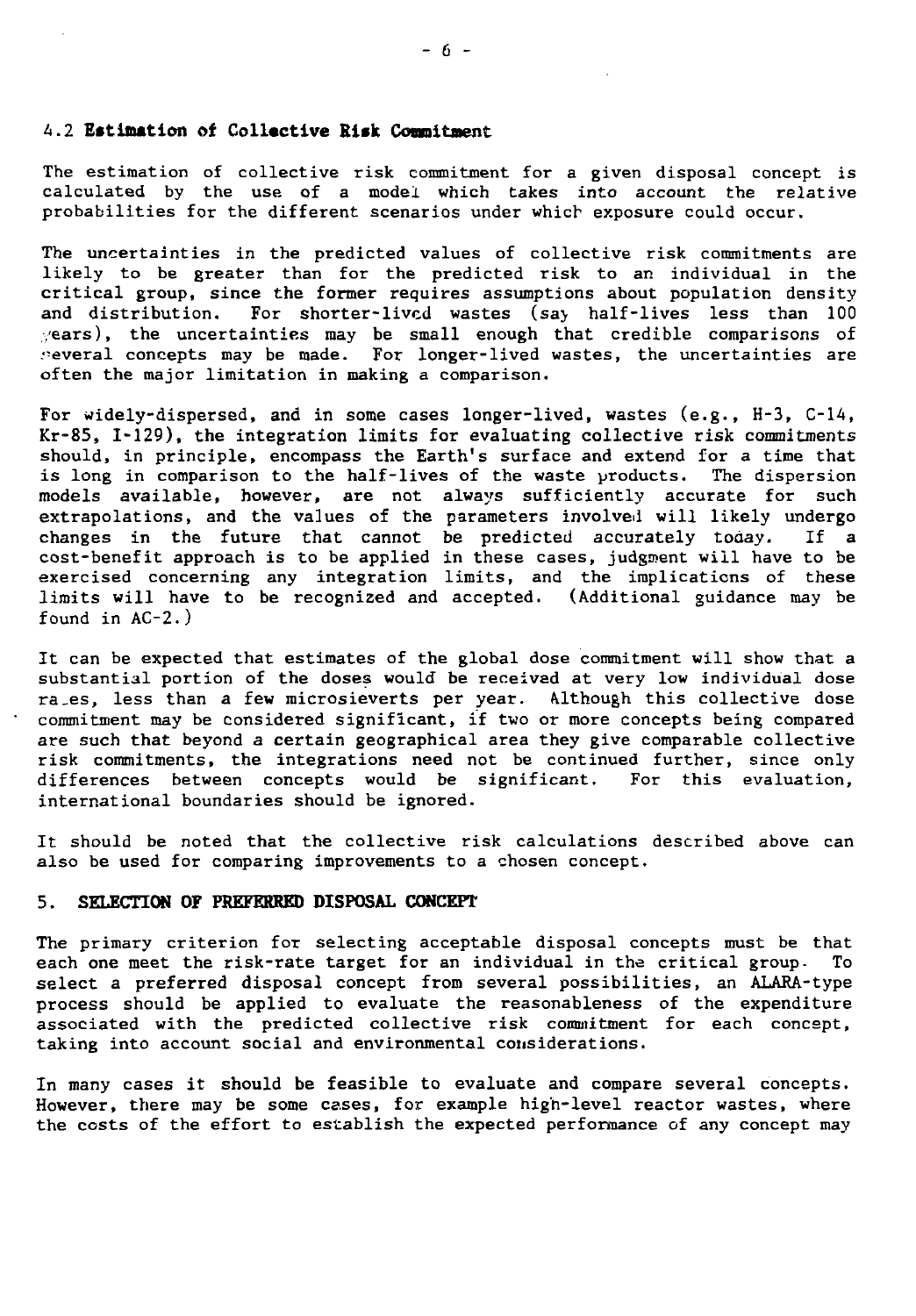## 4.2 Estimation of Collective Risk Commitment

The estimation of collective risk commitment for a given disposal concept is calculated by the use of a model which takes into account the relative probabilities for the different scenarios under which exposure could occur.

The uncertainties in the predicted values of collective risk commitments are likely to be greater than for the predicted risk to an individual in the critical group, since the former requires assumptions about population density and distribution. For shorter-lived wastes (say half-lives less than 100 years), the uncertainties may be small enough that credible comparisons of several concepts may be made. For longer-lived wastes, the uncertainties are often the major limitation in making a comparison.

For widely-dispersed, and in some cases longer-lived, wastes (e.g., H-3, C-14, Kr-85, I-129), the integration limits for evaluating collective risk commitments should, in principle, encompass the Earth's surface and extend for a time that is long in comparison to the half-lives of the waste products. The dispersion models available, however, are not always sufficiently accurate for such extrapolations, and the values of the parameters involved will likely undergo changes in the future that cannot be predicted accurately today. If a cost-benefit approach is to be applied in these cases, judgment will have to be exercised concerning any integration limits, and the implications of these limits will have to be recognized and accepted. (Additional guidance may be found in AC-2.)

It can be expected that estimates of the global dose commitment will show that a substantial portion of the doses would be received at very low individual dose rates, less than a few microsieverts per year. Although this collective dose commitment may be considered significant, if two or more concepts being compared are such that beyond a certain geographical area they give comparable collective risk commitments, the integrations need not be continued further, since only differences between concepts would be significant. For this evaluation, international boundaries should be ignored.

It should be noted that the collective risk calculations described above can also be used for comparing improvements to a chosen concept.

## 5. SELECTION OF PREFERRED DISPOSAL CONCEPT

The primary criterion for selecting acceptable disposal concepts must be that each one meet the risk-rate target for an individual in the critical group. To select a preferred disposal concept from several possibilities, an ALARA-type process should be applied to evaluate the reasonableness of the expenditure associated with the predicted collective risk commitment for each concept, taking into account social and environmental considerations.

In many cases it should be feasible to evaluate and compare several concepts. However, there may be some cases, for example high-level reactor wastes, where the costs of the effort to establish the expected performance of any concept may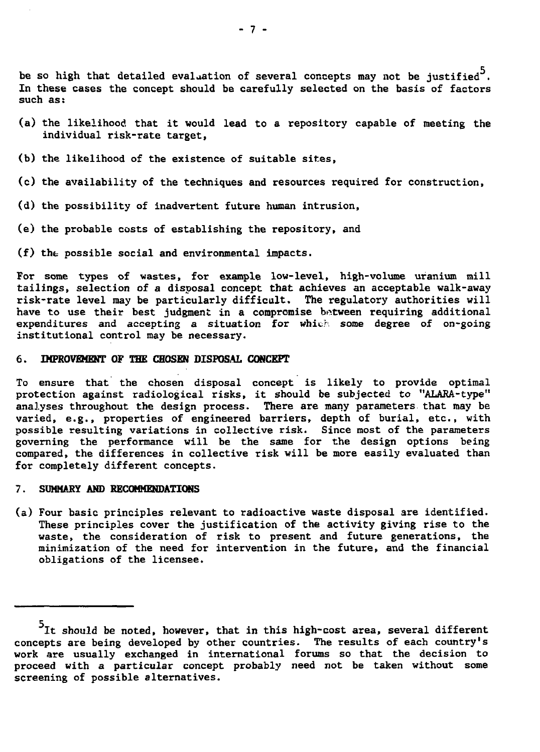be so high that detailed evaluation of several concepts may not be justified[5]. In these cases the concept should be carefully selected on the basis of factors such as:

(a) the likelihood that it would lead to a repository capable of meeting the individual risk-rate target,

(b) the likelihood of the existence of suitable sites,

(c) the availability of the techniques and resources required for construction,

(d) the possibility of inadvertent future human intrusion,

(e) the probable costs of establishing the repository, and

(f) the possible social and environmental impacts.

For some types of wastes, for example low-level, high-volume uranium mill tailings, selection of a disposal concept that achieves an acceptable walk-away risk-rate level may be particularly difficult. The regulatory authorities will have to use their best judgment in a compromise between requiring additional expenditures and accepting a situation for which some degree of on-going institutional control may be necessary.

## 6. IMPROVEMENT OF THE CHOSEN DISPOSAL CONCEPT

To ensure that the chosen disposal concept is likely to provide optimal protection against radiological risks, it should be subjected to "ALARA-type" analyses throughout the design process. There are many parameters that may be varied, e.g., properties of engineered barriers, depth of burial, etc., with possible resulting variations in collective risk. Since most of the parameters governing the performance will be the same for the design options being compared, the differences in collective risk will be more easily evaluated than for completely different concepts.

## 7. SUMMARY AND RECOMMENDATIONS

(a) Four basic principles relevant to radioactive waste disposal are identified. These principles cover the justification of the activity giving rise to the waste, the consideration of risk to present and future generations, the minimization of the need for intervention in the future, and the financial obligations of the licensee.

---

[5] It should be noted, however, that in this high-cost area, several different concepts are being developed by other countries. The results of each country's work are usually exchanged in international forums so that the decision to proceed with a particular concept probably need not be taken without some screening of possible alternatives.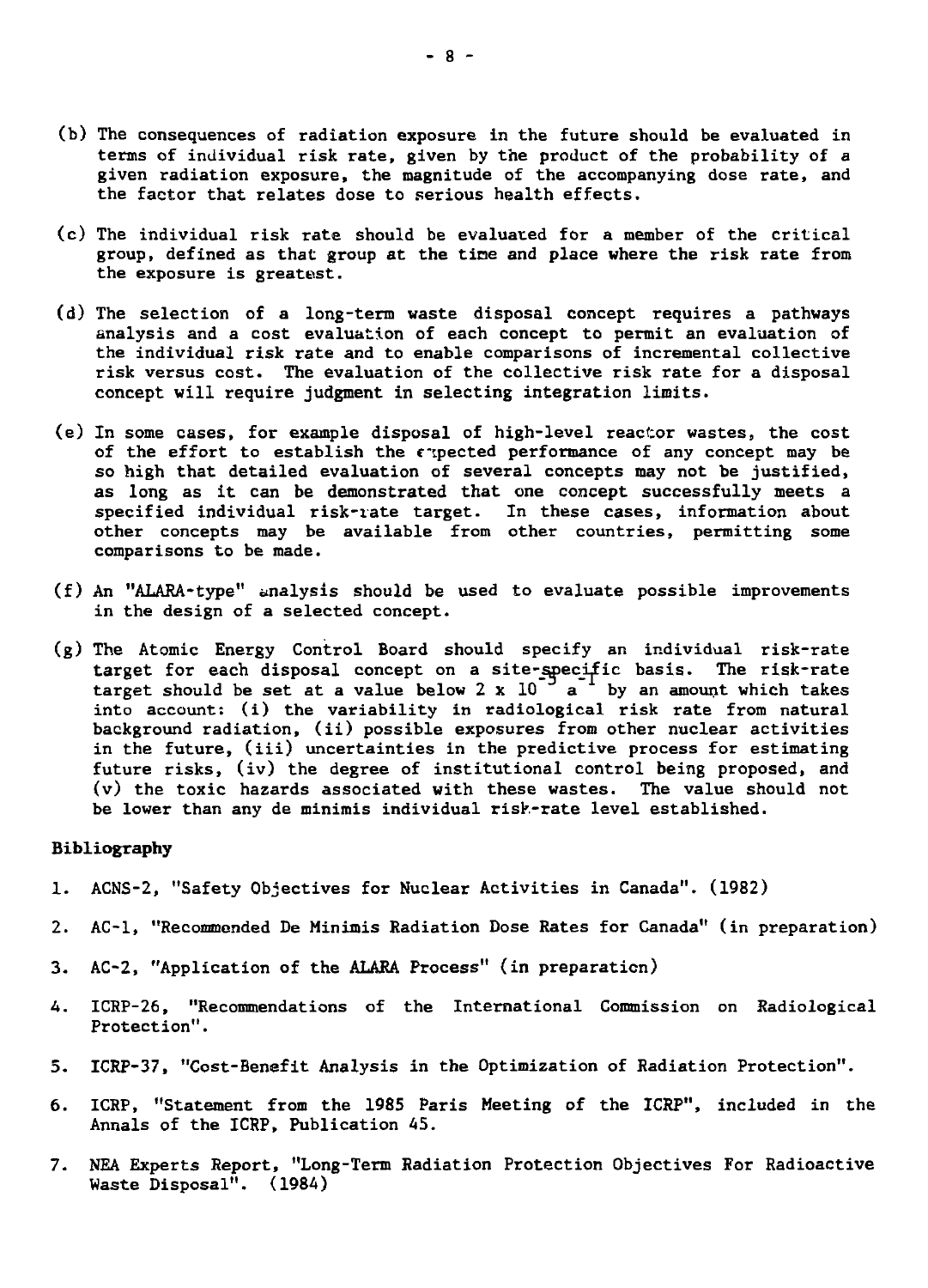(b) The consequences of radiation exposure in the future should be evaluated in terms of individual risk rate, given by the product of the probability of a given radiation exposure, the magnitude of the accompanying dose rate, and the factor that relates dose to serious health effects.

(c) The individual risk rate should be evaluated for a member of the critical group, defined as that group at the time and place where the risk rate from the exposure is greatest.

(d) The selection of a long-term waste disposal concept requires a pathways analysis and a cost evaluation of each concept to permit an evaluation of the individual risk rate and to enable comparisons of incremental collective risk versus cost. The evaluation of the collective risk rate for a disposal concept will require judgment in selecting integration limits.

(e) In some cases, for example disposal of high-level reactor wastes, the cost of the effort to establish the expected performance of any concept may be so high that detailed evaluation of several concepts may not be justified, as long as it can be demonstrated that one concept successfully meets a specified individual risk-rate target. In these cases, information about other concepts may be available from other countries, permitting some comparisons to be made.

(f) An "ALARA-type" analysis should be used to evaluate possible improvements in the design of a selected concept.

(g) The Atomic Energy Control Board should specify an individual risk-rate target for each disposal concept on a site-specific basis. The risk-rate target should be set at a value below $2 \times 10^{-5} a^{-1}$ by an amount which takes into account: (i) the variability in radiological risk rate from natural background radiation, (ii) possible exposures from other nuclear activities in the future, (iii) uncertainties in the predictive process for estimating future risks, (iv) the degree of institutional control being proposed, and (v) the toxic hazards associated with these wastes. The value should not be lower than any de minimis individual risk-rate level established.

## Bibliography

1. ACNS-2, "Safety Objectives for Nuclear Activities in Canada". (1982)
2. AC-1, "Recommended De Minimis Radiation Dose Rates for Canada" (in preparation)
3. AC-2, "Application of the ALARA Process" (in preparation)
4. ICRP-26, "Recommendations of the International Commission on Radiological Protection".
5. ICRP-37, "Cost-Benefit Analysis in the Optimization of Radiation Protection".
6. ICRP, "Statement from the 1985 Paris Meeting of the ICRP", included in the Annals of the ICRP, Publication 45.
7. NEA Experts Report, "Long-Term Radiation Protection Objectives For Radioactive Waste Disposal". (1984)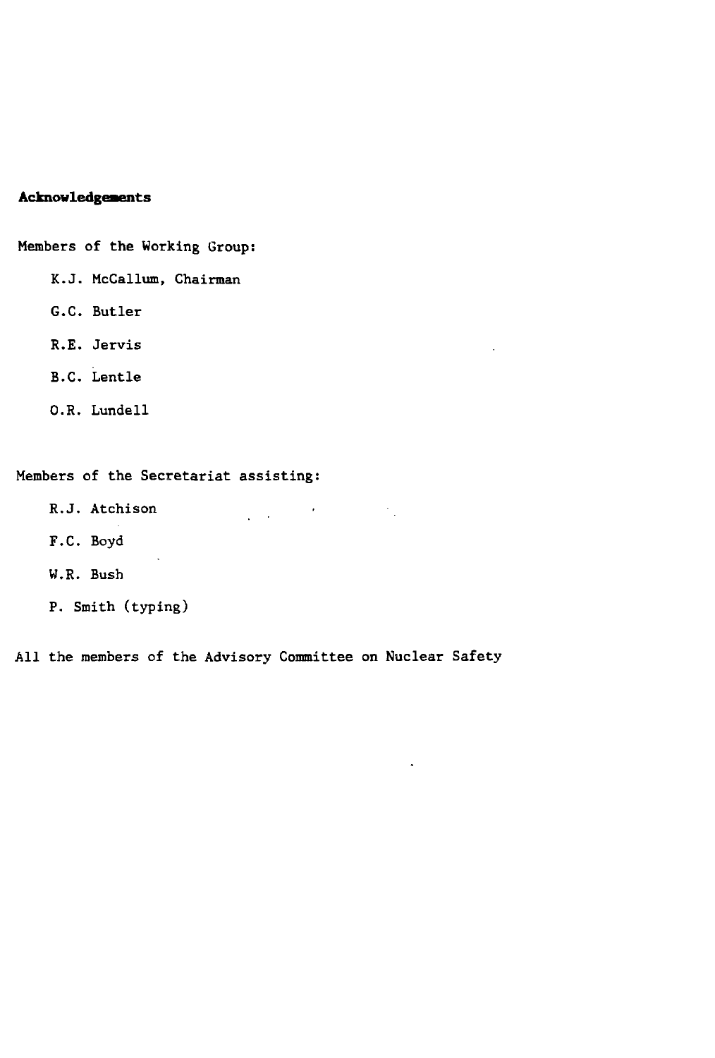**Acknowledgements**

Members of the Working Group:

- K.J. McCallum, Chairman
- G.C. Butler
- R.E. Jervis
- B.C. Lentle
- O.R. Lundell

Members of the Secretariat assisting:

- R.J. Atchison
- F.C. Boyd
- W.R. Bush
- P. Smith (typing)

All the members of the Advisory Committee on Nuclear Safety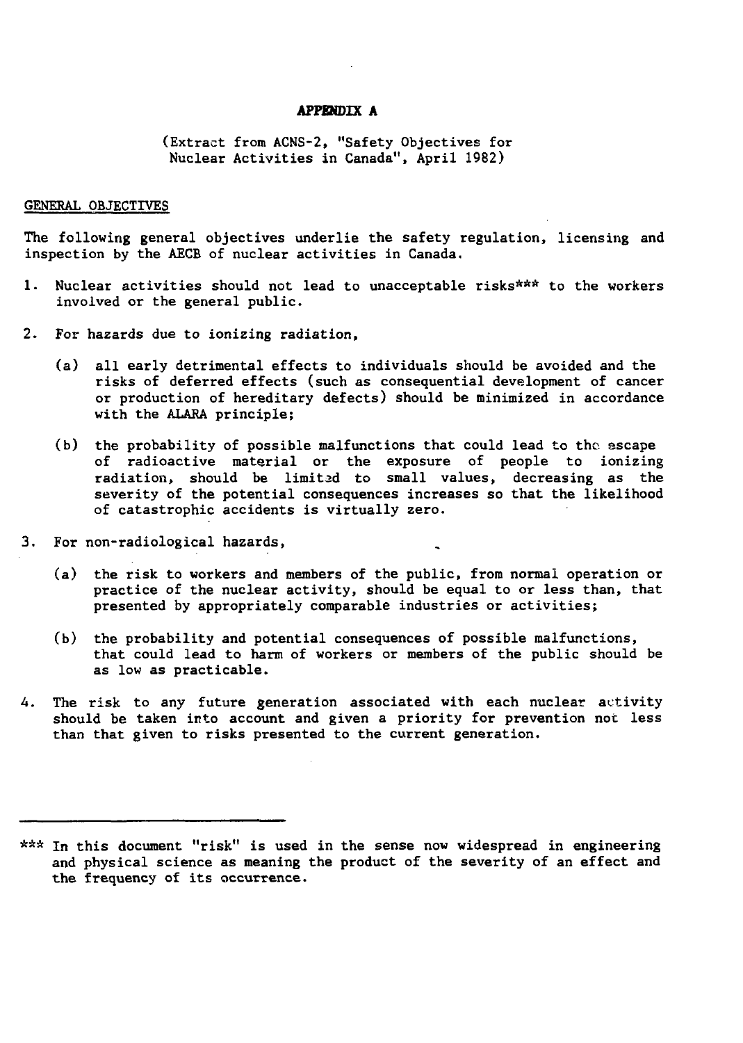# APPENDIX A

(Extract from ACNS-2, "Safety Objectives for Nuclear Activities in Canada", April 1982)

## GENERAL OBJECTIVES

The following general objectives underlie the safety regulation, licensing and inspection by the AECB of nuclear activities in Canada.

1. Nuclear activities should not lead to unacceptable risks*** to the workers involved or the general public.

2. For hazards due to ionizing radiation,

   (a) all early detrimental effects to individuals should be avoided and the risks of deferred effects (such as consequential development of cancer or production of hereditary defects) should be minimized in accordance with the ALARA principle;

   (b) the probability of possible malfunctions that could lead to the escape of radioactive material or the exposure of people to ionizing radiation, should be limited to small values, decreasing as the severity of the potential consequences increases so that the likelihood of catastrophic accidents is virtually zero.

3. For non-radiological hazards,

   (a) the risk to workers and members of the public, from normal operation or practice of the nuclear activity, should be equal to or less than, that presented by appropriately comparable industries or activities;

   (b) the probability and potential consequences of possible malfunctions, that could lead to harm of workers or members of the public should be as low as practicable.

4. The risk to any future generation associated with each nuclear activity should be taken into account and given a priority for prevention not less than that given to risks presented to the current generation.

---

*** In this document "risk" is used in the sense now widespread in engineering and physical science as meaning the product of the severity of an effect and the frequency of its occurrence.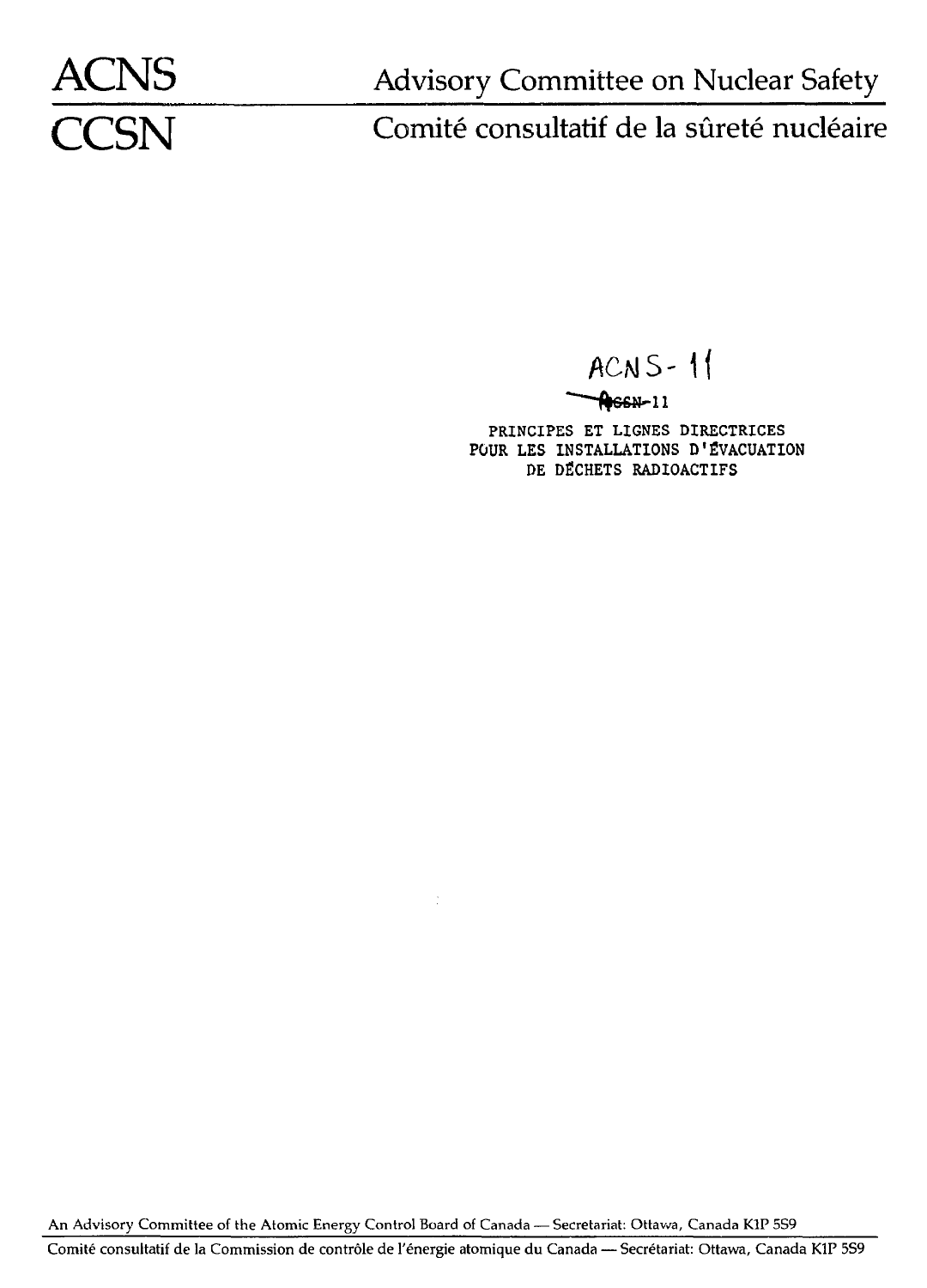# ACNS

# CCSN

Advisory Committee on Nuclear Safety

Comité consultatif de la sûreté nucléaire

ACNS-11

~~ACSN~~-11

PRINCIPES ET LIGNES DIRECTRICES
POUR LES INSTALLATIONS D'ÉVACUATION
DE DÉCHETS RADIOACTIFS

An Advisory Committee of the Atomic Energy Control Board of Canada — Secretariat: Ottawa, Canada K1P 5S9

Comité consultatif de la Commission de contrôle de l'énergie atomique du Canada — Secrétariat: Ottawa, Canada K1P 5S9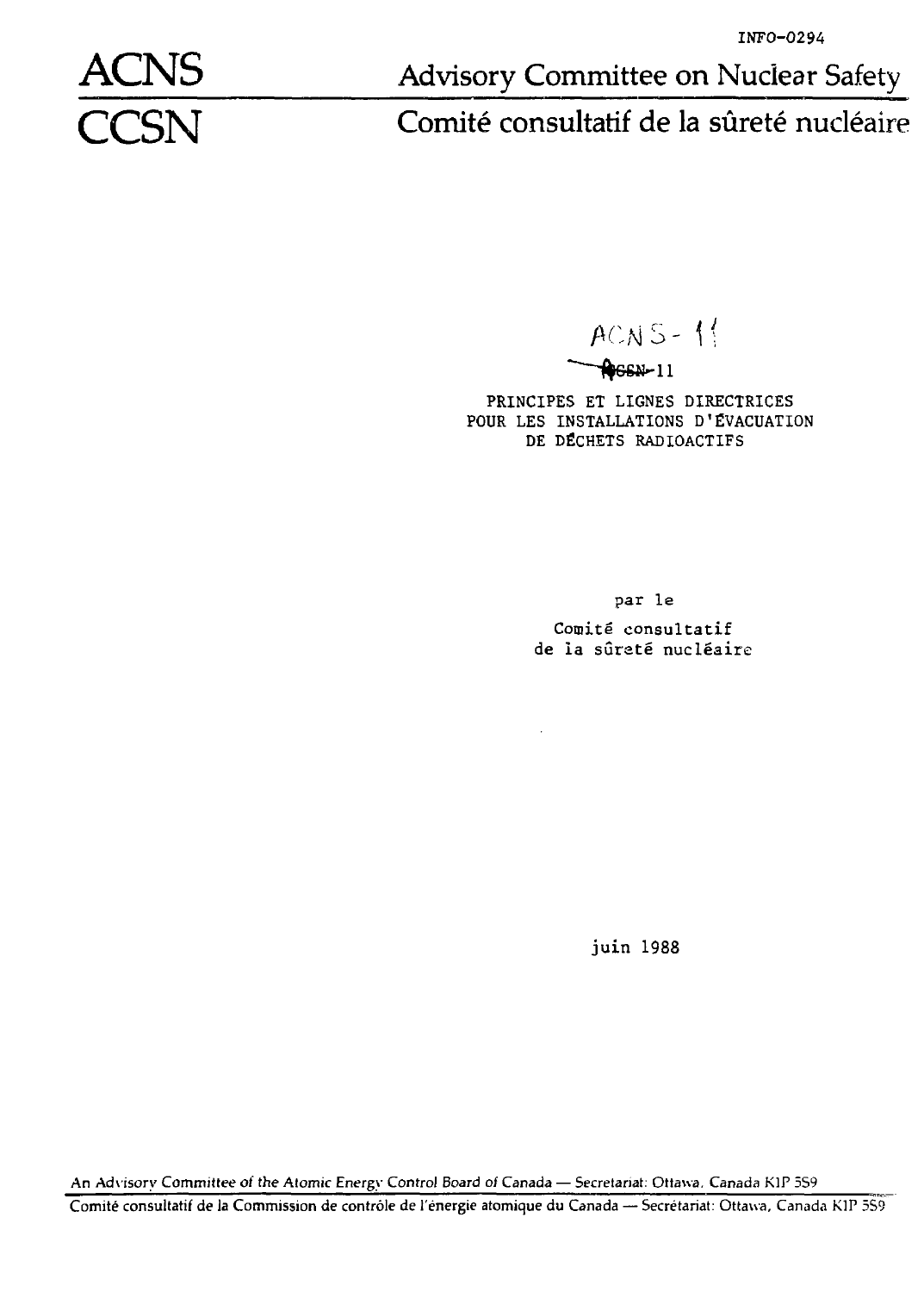INFO-0294

# ACNS

# CCSN

## Advisory Committee on Nuclear Safety

## Comité consultatif de la sûreté nucléaire

ACNS-11

~~ACSN~~-11

PRINCIPES ET LIGNES DIRECTRICES POUR LES INSTALLATIONS D'ÉVACUATION DE DÉCHETS RADIOACTIFS

par le

Comité consultatif de la sûreté nucléaire

juin 1988

An Advisory Committee of the Atomic Energy Control Board of Canada — Secretariat: Ottawa, Canada K1P 5S9

Comité consultatif de la Commission de contrôle de l'énergie atomique du Canada — Secrétariat: Ottawa, Canada K1P 5S9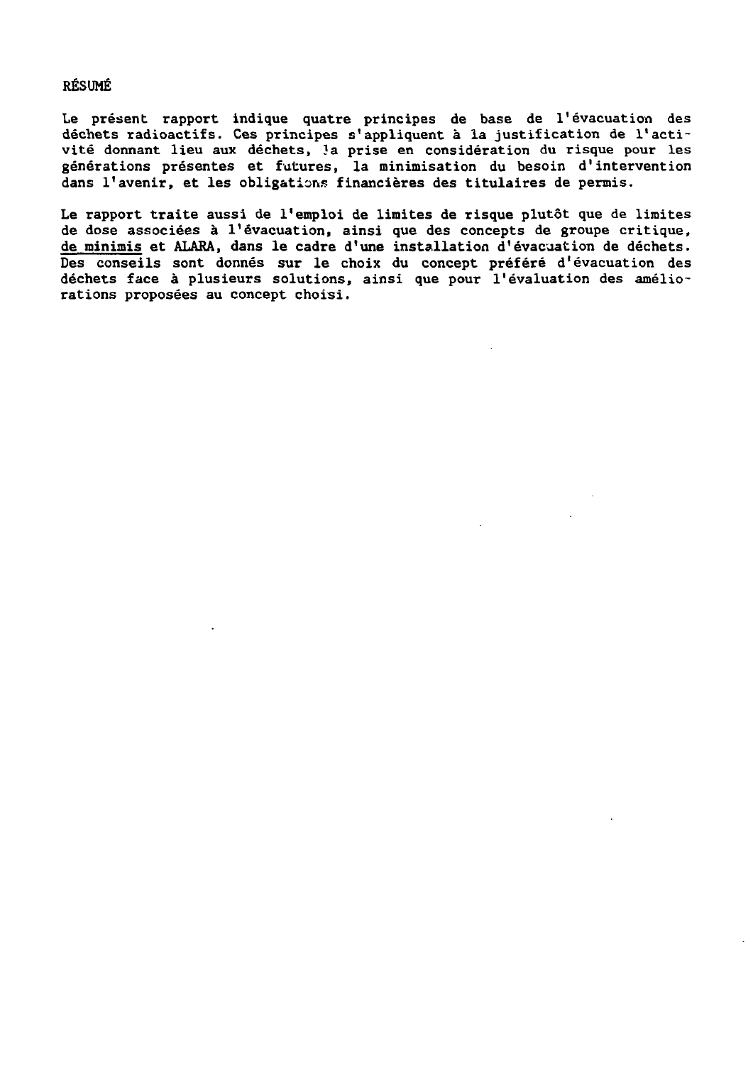# RÉSUMÉ

Le présent rapport indique quatre principes de base de l'évacuation des déchets radioactifs. Ces principes s'appliquent à la justification de l'activité donnant lieu aux déchets, la prise en considération du risque pour les générations présentes et futures, la minimisation du besoin d'intervention dans l'avenir, et les obligations financières des titulaires de permis.

Le rapport traite aussi de l'emploi de limites de risque plutôt que de limites de dose associées à l'évacuation, ainsi que des concepts de groupe critique, de minimis et ALARA, dans le cadre d'une installation d'évacuation de déchets. Des conseils sont donnés sur le choix du concept préféré d'évacuation des déchets face à plusieurs solutions, ainsi que pour l'évaluation des améliorations proposées au concept choisi.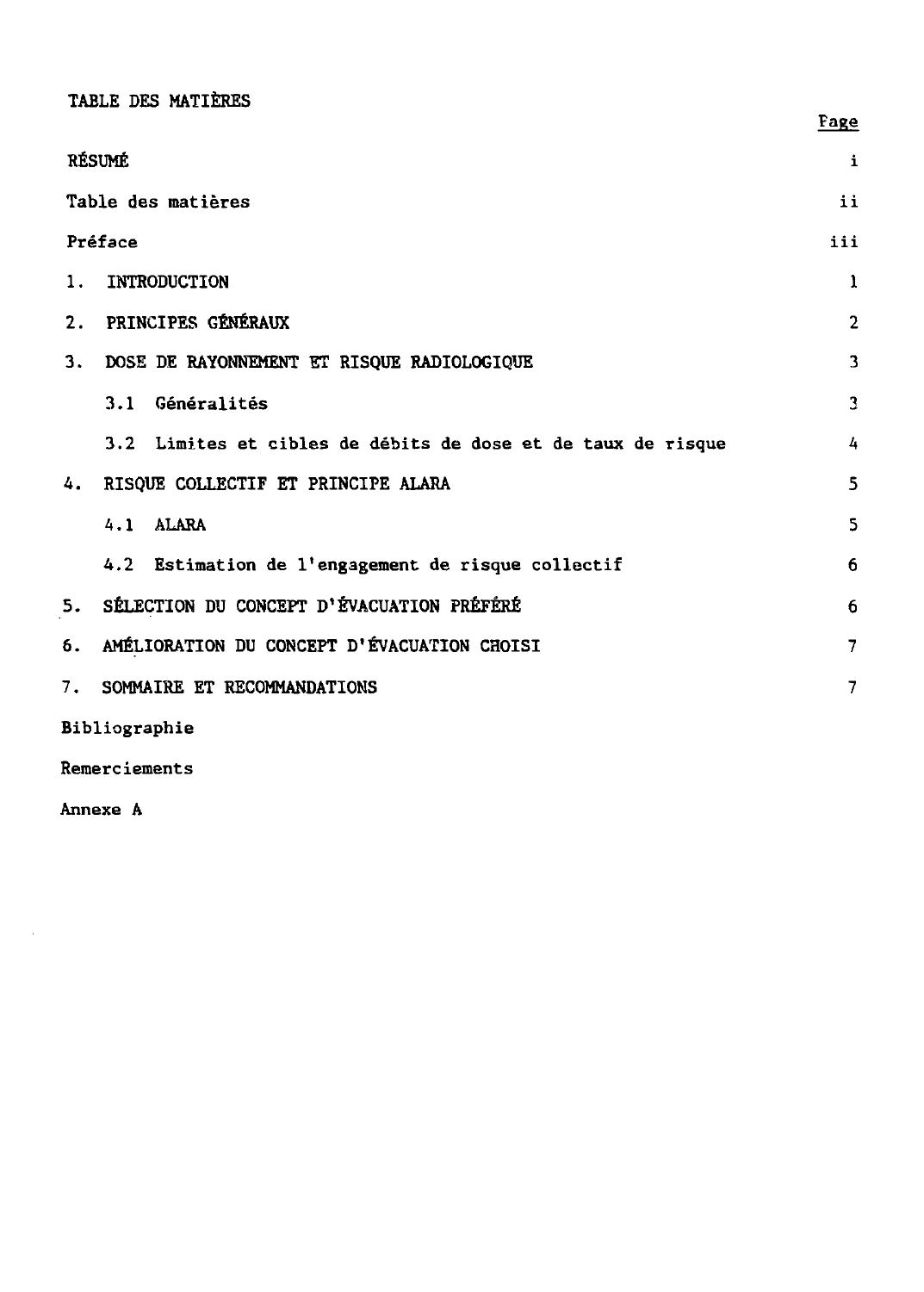# TABLE DES MATIÈRES

| | Page |
|---|---|
| RÉSUMÉ | i |
| Table des matières | ii |
| Préface | iii |
| 1. INTRODUCTION | 1 |
| 2. PRINCIPES GÉNÉRAUX | 2 |
| 3. DOSE DE RAYONNEMENT ET RISQUE RADIOLOGIQUE | 3 |
| 3.1 Généralités | 3 |
| 3.2 Limites et cibles de débits de dose et de taux de risque | 4 |
| 4. RISQUE COLLECTIF ET PRINCIPE ALARA | 5 |
| 4.1 ALARA | 5 |
| 4.2 Estimation de l'engagement de risque collectif | 6 |
| 5. SÉLECTION DU CONCEPT D'ÉVACUATION PRÉFÉRÉ | 6 |
| 6. AMÉLIORATION DU CONCEPT D'ÉVACUATION CHOISI | 7 |
| 7. SOMMAIRE ET RECOMMANDATIONS | 7 |
| Bibliographie | |
| Remerciements | |
| Annexe A | |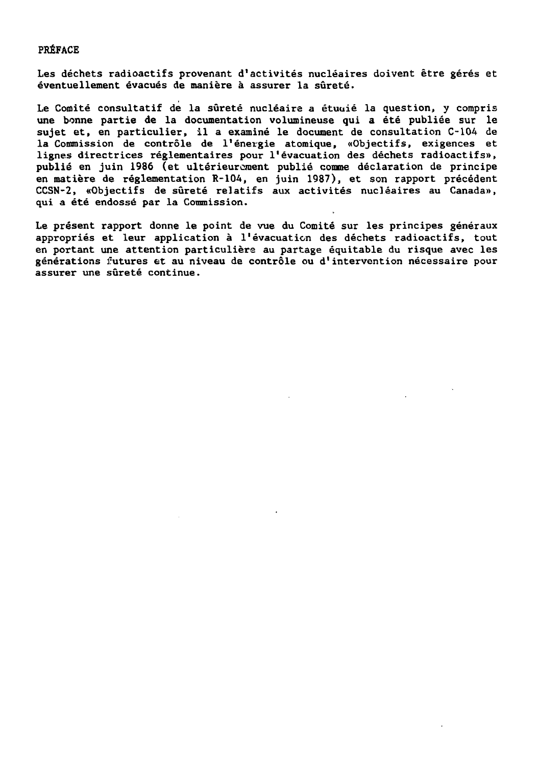## PRÉFACE

Les déchets radioactifs provenant d'activités nucléaires doivent être gérés et éventuellement évacués de manière à assurer la sûreté.

Le Comité consultatif de la sûreté nucléaire a étudié la question, y compris une bonne partie de la documentation volumineuse qui a été publiée sur le sujet et, en particulier, il a examiné le document de consultation C-104 de la Commission de contrôle de l'énergie atomique, «Objectifs, exigences et lignes directrices réglementaires pour l'évacuation des déchets radioactifs», publié en juin 1986 (et ultérieurement publié comme déclaration de principe en matière de réglementation R-104, en juin 1987), et son rapport précédent CCSN-2, «Objectifs de sûreté relatifs aux activités nucléaires au Canada», qui a été endossé par la Commission.

Le présent rapport donne le point de vue du Comité sur les principes généraux appropriés et leur application à l'évacuation des déchets radioactifs, tout en portant une attention particulière au partage équitable du risque avec les générations futures et au niveau de contrôle ou d'intervention nécessaire pour assurer une sûreté continue.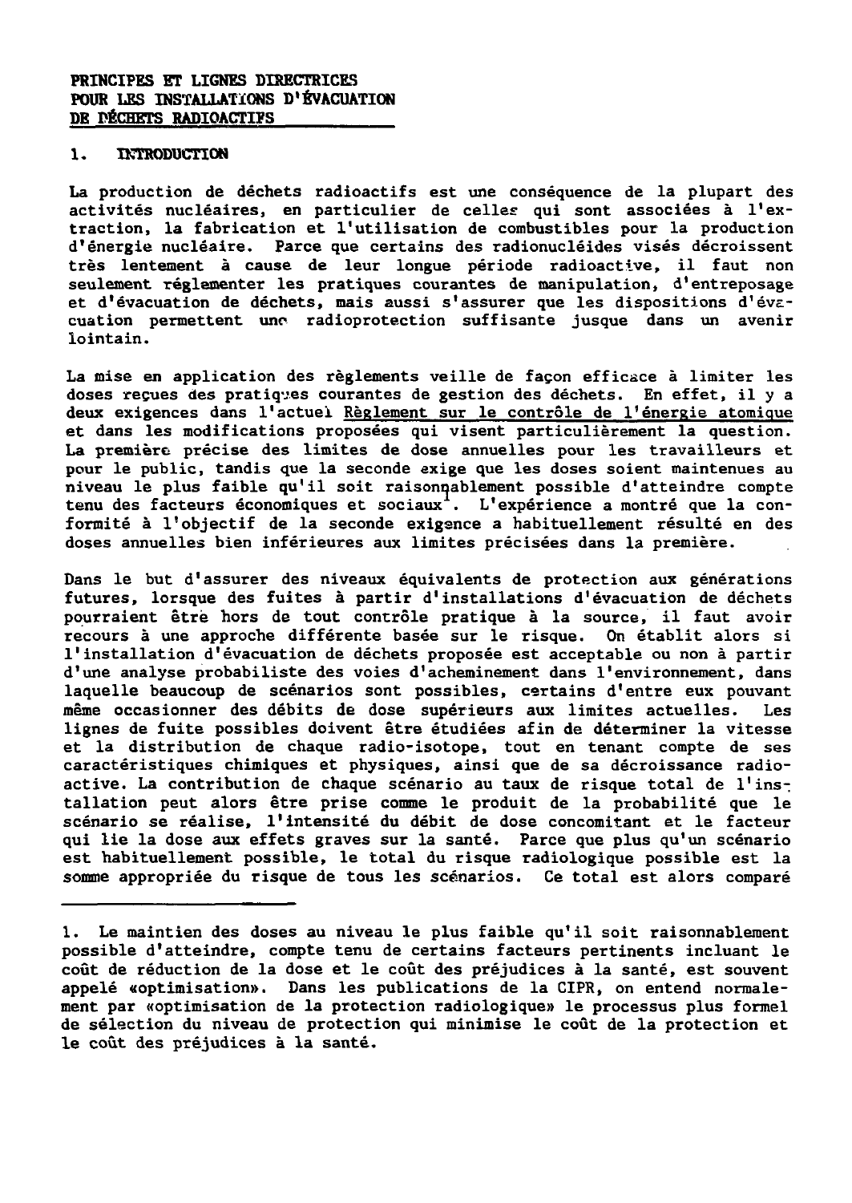**PRINCIPES ET LIGNES DIRECTRICES POUR LES INSTALLATIONS D'ÉVACUATION DE DÉCHETS RADIOACTIFS**

## 1. INTRODUCTION

La production de déchets radioactifs est une conséquence de la plupart des activités nucléaires, en particulier de celles qui sont associées à l'extraction, la fabrication et l'utilisation de combustibles pour la production d'énergie nucléaire. Parce que certains des radionucléides visés décroissent très lentement à cause de leur longue période radioactive, il faut non seulement réglementer les pratiques courantes de manipulation, d'entreposage et d'évacuation de déchets, mais aussi s'assurer que les dispositions d'évacuation permettent une radioprotection suffisante jusque dans un avenir lointain.

La mise en application des règlements veille de façon efficace à limiter les doses reçues des pratiques courantes de gestion des déchets. En effet, il y a deux exigences dans l'actuel <u>Règlement sur le contrôle de l'énergie atomique</u> et dans les modifications proposées qui visent particulièrement la question. La première précise des limites de dose annuelles pour les travailleurs et pour le public, tandis que la seconde exige que les doses soient maintenues au niveau le plus faible qu'il soit raisonnablement possible d'atteindre compte tenu des facteurs économiques et sociaux[1]. L'expérience a montré que la conformité à l'objectif de la seconde exigence a habituellement résulté en des doses annuelles bien inférieures aux limites précisées dans la première.

Dans le but d'assurer des niveaux équivalents de protection aux générations futures, lorsque des fuites à partir d'installations d'évacuation de déchets pourraient être hors de tout contrôle pratique à la source, il faut avoir recours à une approche différente basée sur le risque. On établit alors si l'installation d'évacuation de déchets proposée est acceptable ou non à partir d'une analyse probabiliste des voies d'acheminement dans l'environnement, dans laquelle beaucoup de scénarios sont possibles, certains d'entre eux pouvant même occasionner des débits de dose supérieurs aux limites actuelles. Les lignes de fuite possibles doivent être étudiées afin de déterminer la vitesse et la distribution de chaque radio-isotope, tout en tenant compte de ses caractéristiques chimiques et physiques, ainsi que de sa décroissance radioactive. La contribution de chaque scénario au taux de risque total de l'installation peut alors être prise comme le produit de la probabilité que le scénario se réalise, l'intensité du débit de dose concomitant et le facteur qui lie la dose aux effets graves sur la santé. Parce que plus qu'un scénario est habituellement possible, le total du risque radiologique possible est la somme appropriée du risque de tous les scénarios. Ce total est alors comparé

---

1. Le maintien des doses au niveau le plus faible qu'il soit raisonnablement possible d'atteindre, compte tenu de certains facteurs pertinents incluant le coût de réduction de la dose et le coût des préjudices à la santé, est souvent appelé «optimisation». Dans les publications de la CIPR, on entend normalement par «optimisation de la protection radiologique» le processus plus formel de sélection du niveau de protection qui minimise le coût de la protection et le coût des préjudices à la santé.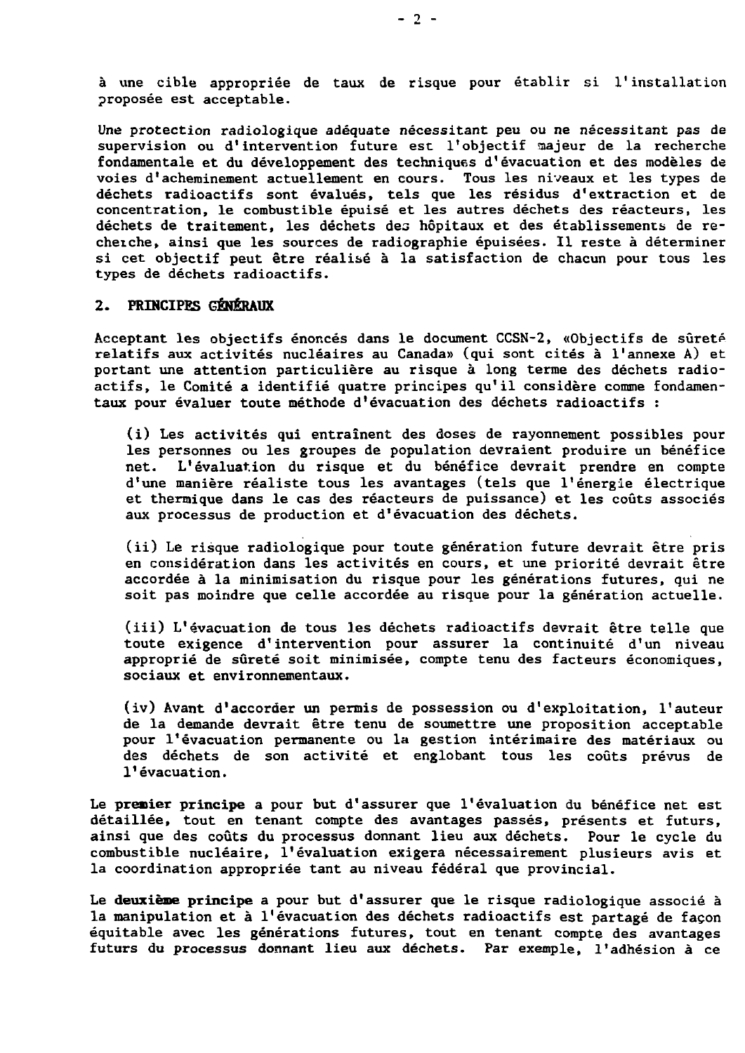à une cible appropriée de taux de risque pour établir si l'installation proposée est acceptable.

Une protection radiologique adéquate nécessitant peu ou ne nécessitant pas de supervision ou d'intervention future est l'objectif majeur de la recherche fondamentale et du développement des techniques d'évacuation et des modèles de voies d'acheminement actuellement en cours. Tous les niveaux et les types de déchets radioactifs sont évalués, tels que les résidus d'extraction et de concentration, le combustible épuisé et les autres déchets des réacteurs, les déchets de traitement, les déchets des hôpitaux et des établissements de recherche, ainsi que les sources de radiographie épuisées. Il reste à déterminer si cet objectif peut être réalisé à la satisfaction de chacun pour tous les types de déchets radioactifs.

## 2. PRINCIPES GÉNÉRAUX

Acceptant les objectifs énoncés dans le document CCSN-2, «Objectifs de sûreté relatifs aux activités nucléaires au Canada» (qui sont cités à l'annexe A) et portant une attention particulière au risque à long terme des déchets radioactifs, le Comité a identifié quatre principes qu'il considère comme fondamentaux pour évaluer toute méthode d'évacuation des déchets radioactifs :

(i) Les activités qui entraînent des doses de rayonnement possibles pour les personnes ou les groupes de population devraient produire un bénéfice net. L'évaluation du risque et du bénéfice devrait prendre en compte d'une manière réaliste tous les avantages (tels que l'énergie électrique et thermique dans le cas des réacteurs de puissance) et les coûts associés aux processus de production et d'évacuation des déchets.

(ii) Le risque radiologique pour toute génération future devrait être pris en considération dans les activités en cours, et une priorité devrait être accordée à la minimisation du risque pour les générations futures, qui ne soit pas moindre que celle accordée au risque pour la génération actuelle.

(iii) L'évacuation de tous les déchets radioactifs devrait être telle que toute exigence d'intervention pour assurer la continuité d'un niveau approprié de sûreté soit minimisée, compte tenu des facteurs économiques, sociaux et environnementaux.

(iv) Avant d'accorder un permis de possession ou d'exploitation, l'auteur de la demande devrait être tenu de soumettre une proposition acceptable pour l'évacuation permanente ou la gestion intérimaire des matériaux ou des déchets de son activité et englobant tous les coûts prévus de l'évacuation.

Le **premier principe** a pour but d'assurer que l'évaluation du bénéfice net est détaillée, tout en tenant compte des avantages passés, présents et futurs, ainsi que des coûts du processus donnant lieu aux déchets. Pour le cycle du combustible nucléaire, l'évaluation exigera nécessairement plusieurs avis et la coordination appropriée tant au niveau fédéral que provincial.

Le **deuxième principe** a pour but d'assurer que le risque radiologique associé à la manipulation et à l'évacuation des déchets radioactifs est partagé de façon équitable avec les générations futures, tout en tenant compte des avantages futurs du processus donnant lieu aux déchets. Par exemple, l'adhésion à ce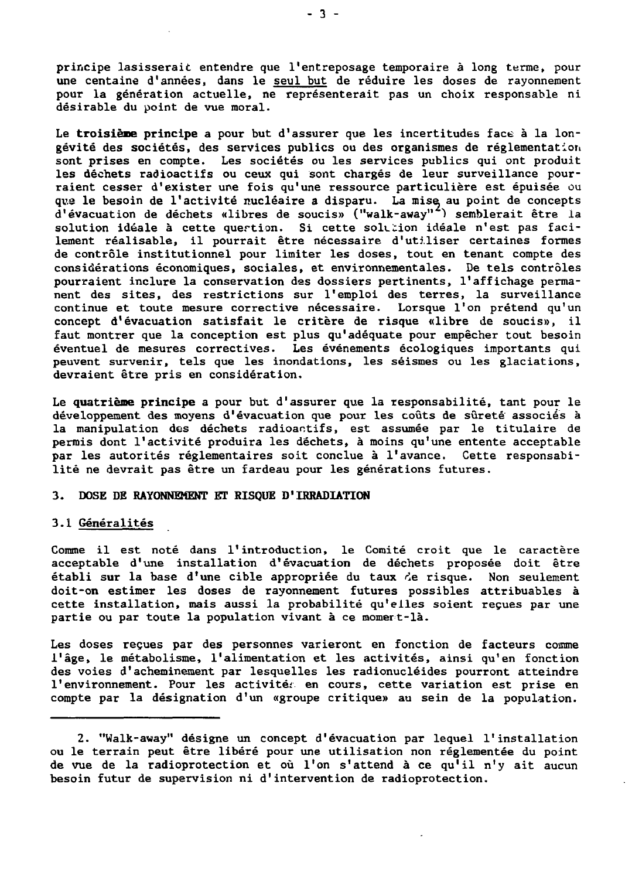principe lasisserait entendre que l'entreposage temporaire à long terme, pour une centaine d'années, dans le seul but de réduire les doses de rayonnement pour la génération actuelle, ne représenterait pas un choix responsable ni désirable du point de vue moral.

Le **troisième principe** a pour but d'assurer que les incertitudes face à la longévité des sociétés, des services publics ou des organismes de réglementation sont prises en compte. Les sociétés ou les services publics qui ont produit les déchets radioactifs ou ceux qui sont chargés de leur surveillance pourraient cesser d'exister une fois qu'une ressource particulière est épuisée ou que le besoin de l'activité nucléaire a disparu. La mise au point de concepts d'évacuation de déchets «libres de soucis» ("walk-away"[2]) semblerait être la solution idéale à cette question. Si cette solution idéale n'est pas facilement réalisable, il pourrait être nécessaire d'utiliser certaines formes de contrôle institutionnel pour limiter les doses, tout en tenant compte des considérations économiques, sociales, et environnementales. De tels contrôles pourraient inclure la conservation des dossiers pertinents, l'affichage permanent des sites, des restrictions sur l'emploi des terres, la surveillance continue et toute mesure corrective nécessaire. Lorsque l'on prétend qu'un concept d'évacuation satisfait le critère de risque «libre de soucis», il faut montrer que la conception est plus qu'adéquate pour empêcher tout besoin éventuel de mesures correctives. Les événements écologiques importants qui peuvent survenir, tels que les inondations, les séismes ou les glaciations, devraient être pris en considération.

Le **quatrième principe** a pour but d'assurer que la responsabilité, tant pour le développement des moyens d'évacuation que pour les coûts de sûreté associés à la manipulation des déchets radioactifs, est assumée par le titulaire de permis dont l'activité produira les déchets, à moins qu'une entente acceptable par les autorités réglementaires soit conclue à l'avance. Cette responsabilité ne devrait pas être un fardeau pour les générations futures.

## 3. DOSE DE RAYONNEMENT ET RISQUE D'IRRADIATION

### 3.1 Généralités

Comme il est noté dans l'introduction, le Comité croit que le caractère acceptable d'une installation d'évacuation de déchets proposée doit être établi sur la base d'une cible appropriée du taux de risque. Non seulement doit-on estimer les doses de rayonnement futures possibles attribuables à cette installation, mais aussi la probabilité qu'elles soient reçues par une partie ou par toute la population vivant à ce moment-là.

Les doses reçues par des personnes varieront en fonction de facteurs comme l'âge, le métabolisme, l'alimentation et les activités, ainsi qu'en fonction des voies d'acheminement par lesquelles les radionucléides pourront atteindre l'environnement. Pour les activités en cours, cette variation est prise en compte par la désignation d'un «groupe critique» au sein de la population.

---

2. "Walk-away" désigne un concept d'évacuation par lequel l'installation ou le terrain peut être libéré pour une utilisation non réglementée du point de vue de la radioprotection et où l'on s'attend à ce qu'il n'y ait aucun besoin futur de supervision ni d'intervention de radioprotection.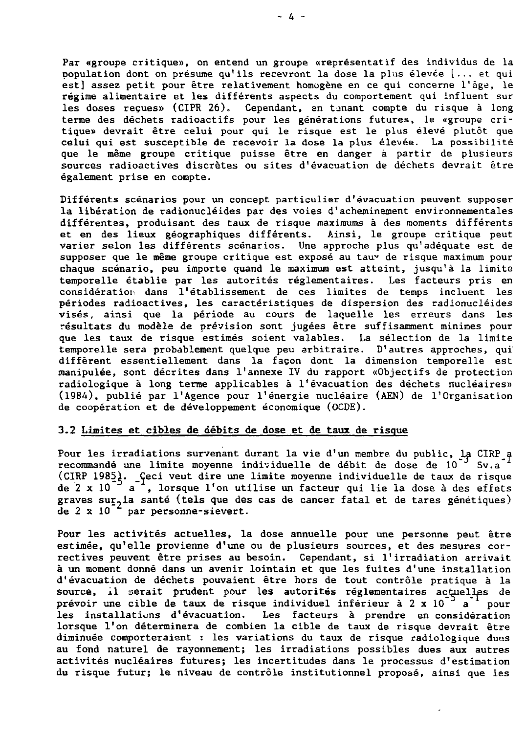Par «groupe critique», on entend un groupe «représentatif des individus de la population dont on présume qu'ils recevront la dose la plus élevée [... et qui est] assez petit pour être relativement homogène en ce qui concerne l'âge, le régime alimentaire et les différents aspects du comportement qui influent sur les doses reçues» (CIPR 26). Cependant, en tenant compte du risque à long terme des déchets radioactifs pour les générations futures, le «groupe critique» devrait être celui pour qui le risque est le plus élevé plutôt que celui qui est susceptible de recevoir la dose la plus élevée. La possibilité que le même groupe critique puisse être en danger à partir de plusieurs sources radioactives discrètes ou sites d'évacuation de déchets devrait être également prise en compte.

Différents scénarios pour un concept particulier d'évacuation peuvent supposer la libération de radionucléides par des voies d'acheminement environnementales différentes, produisant des taux de risque maximums à des moments différents et en des lieux géographiques différents. Ainsi, le groupe critique peut varier selon les différents scénarios. Une approche plus qu'adéquate est de supposer que le même groupe critique est exposé au taux de risque maximum pour chaque scénario, peu importe quand le maximum est atteint, jusqu'à la limite temporelle établie par les autorités réglementaires. Les facteurs pris en considération dans l'établissement de ces limites de temps incluent les périodes radioactives, les caractéristiques de dispersion des radionucléides visés, ainsi que la période au cours de laquelle les erreurs dans les résultats du modèle de prévision sont jugées être suffisamment minimes pour que les taux de risque estimés soient valables. La sélection de la limite temporelle sera probablement quelque peu arbitraire. D'autres approches, qui diffèrent essentiellement dans la façon dont la dimension temporelle est manipulée, sont décrites dans l'annexe IV du rapport «Objectifs de protection radiologique à long terme applicables à l'évacuation des déchets nucléaires» (1984), publié par l'Agence pour l'énergie nucléaire (AEN) de l'Organisation de coopération et de développement économique (OCDE).

### 3.2 Limites et cibles de débits de dose et de taux de risque

Pour les irradiations survenant durant la vie d'un membre du public, la CIRP a recommandé une limite moyenne individuelle de débit de dose de $10^{-3}$ $Sv.a^{-1}$ (CIRP 1985). Ceci veut dire une limite moyenne individuelle de taux de risque de $2 \times 10^{-5}$ $a^{-1}$, lorsque l'on utilise un facteur qui lie la dose à des effets graves sur la santé (tels que des cas de cancer fatal et de tares génétiques) de $2 \times 10^{-2}$ par personne-sievert.

Pour les activités actuelles, la dose annuelle pour une personne peut être estimée, qu'elle provienne d'une ou de plusieurs sources, et des mesures correctives peuvent être prises au besoin. Cependant, si l'irradiation arrivait à un moment donné dans un avenir lointain et que les fuites d'une installation d'évacuation de déchets pouvaient être hors de tout contrôle pratique à la source, il serait prudent pour les autorités réglementaires actuelles de prévoir une cible de taux de risque individuel inférieur à $2 \times 10^{-5}$ $a^{-1}$ pour les installations d'évacuation. Les facteurs à prendre en considération lorsque l'on déterminera de combien la cible de taux de risque devrait être diminuée comporteraient : les variations du taux de risque radiologique dues au fond naturel de rayonnement; les irradiations possibles dues aux autres activités nucléaires futures; les incertitudes dans le processus d'estimation du risque futur; le niveau de contrôle institutionnel proposé, ainsi que les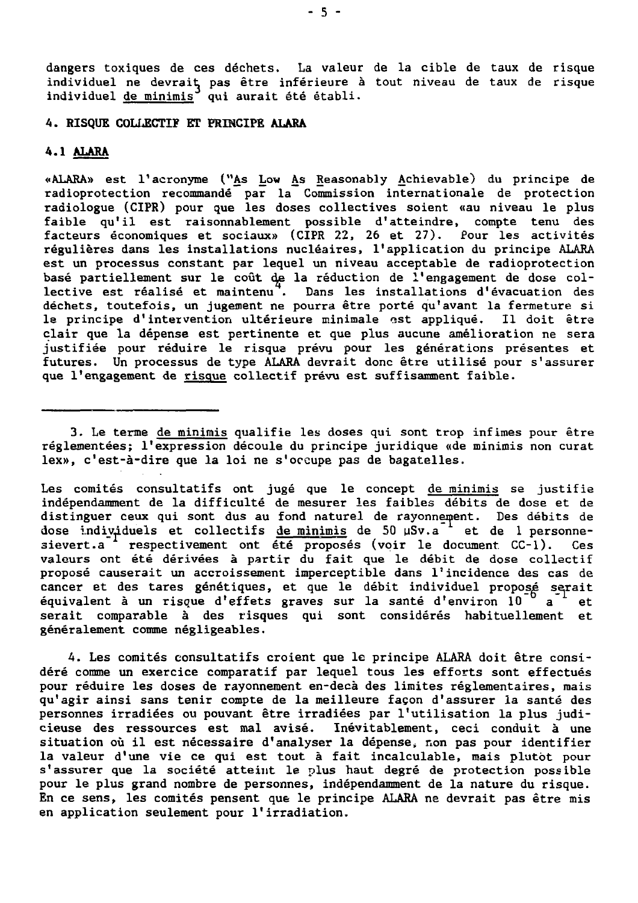dangers toxiques de ces déchets. La valeur de la cible de taux de risque individuel ne devrait pas être inférieure à tout niveau de taux de risque individuel de minimis[3] qui aurait été établi.

## 4. RISQUE COLLECTIF ET PRINCIPE ALARA

### 4.1 ALARA

«ALARA» est l'acronyme ("As Low As Reasonably Achievable) du principe de radioprotection recommandé par la Commission internationale de protection radiologue (CIPR) pour que les doses collectives soient «au niveau le plus faible qu'il est raisonnablement possible d'atteindre, compte tenu des facteurs économiques et sociaux» (CIPR 22, 26 et 27). Pour les activités régulières dans les installations nucléaires, l'application du principe ALARA est un processus constant par lequel un niveau acceptable de radioprotection basé partiellement sur le coût de la réduction de l'engagement de dose collective est réalisé et maintenu[4]. Dans les installations d'évacuation des déchets, toutefois, un jugement ne pourra être porté qu'avant la fermeture si le principe d'intervention ultérieure minimale est appliqué. Il doit être clair que la dépense est pertinente et que plus aucune amélioration ne sera justifiée pour réduire le risque prévu pour les générations présentes et futures. Un processus de type ALARA devrait donc être utilisé pour s'assurer que l'engagement de risque collectif prévu est suffisamment faible.

---

3. Le terme de minimis qualifie les doses qui sont trop infimes pour être réglementées; l'expression découle du principe juridique «de minimis non curat lex», c'est-à-dire que la loi ne s'occupe pas de bagatelles.

Les comités consultatifs ont jugé que le concept de minimis se justifie indépendamment de la difficulté de mesurer les faibles débits de dose et de distinguer ceux qui sont dus au fond naturel de rayonnement. Des débits de dose individuels et collectifs de minimis de 50 $\mu Sv.a^{-1}$ et de 1 personne-sievert.$a^{-1}$ respectivement ont été proposés (voir le document CC-1). Ces valeurs ont été dérivées à partir du fait que le débit de dose collectif proposé causerait un accroissement imperceptible dans l'incidence des cas de cancer et des tares génétiques, et que le débit individuel proposé serait équivalent à un risque d'effets graves sur la santé d'environ $10^{-6}$ $a^{-1}$ et serait comparable à des risques qui sont considérés habituellement et généralement comme négligeables.

4. Les comités consultatifs croient que le principe ALARA doit être considéré comme un exercice comparatif par lequel tous les efforts sont effectués pour réduire les doses de rayonnement en-deçà des limites réglementaires, mais qu'agir ainsi sans tenir compte de la meilleure façon d'assurer la santé des personnes irradiées ou pouvant être irradiées par l'utilisation la plus judicieuse des ressources est mal avisé. Inévitablement, ceci conduit à une situation où il est nécessaire d'analyser la dépense, non pas pour identifier la valeur d'une vie ce qui est tout à fait incalculable, mais plutôt pour s'assurer que la société atteint le plus haut degré de protection possible pour le plus grand nombre de personnes, indépendamment de la nature du risque. En ce sens, les comités pensent que le principe ALARA ne devrait pas être mis en application seulement pour l'irradiation.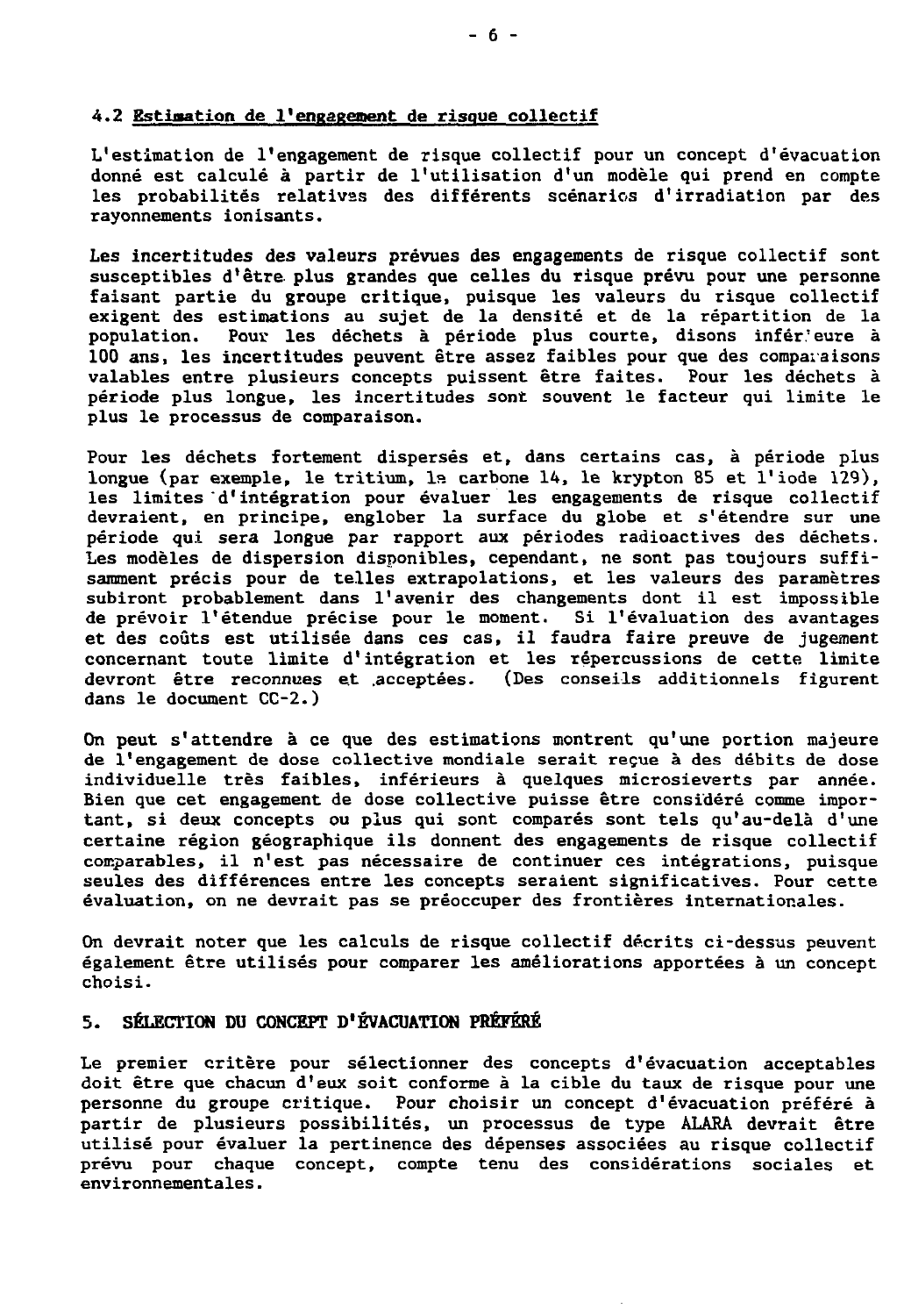### 4.2 Estimation de l'engagement de risque collectif

L'estimation de l'engagement de risque collectif pour un concept d'évacuation donné est calculé à partir de l'utilisation d'un modèle qui prend en compte les probabilités relatives des différents scénarios d'irradiation par des rayonnements ionisants.

Les incertitudes des valeurs prévues des engagements de risque collectif sont susceptibles d'être plus grandes que celles du risque prévu pour une personne faisant partie du groupe critique, puisque les valeurs du risque collectif exigent des estimations au sujet de la densité et de la répartition de la population. Pour les déchets à période plus courte, disons inférieure à 100 ans, les incertitudes peuvent être assez faibles pour que des comparaisons valables entre plusieurs concepts puissent être faites. Pour les déchets à période plus longue, les incertitudes sont souvent le facteur qui limite le plus le processus de comparaison.

Pour les déchets fortement dispersés et, dans certains cas, à période plus longue (par exemple, le tritium, le carbone 14, le krypton 85 et l'iode 129), les limites d'intégration pour évaluer les engagements de risque collectif devraient, en principe, englober la surface du globe et s'étendre sur une période qui sera longue par rapport aux périodes radioactives des déchets. Les modèles de dispersion disponibles, cependant, ne sont pas toujours suffisamment précis pour de telles extrapolations, et les valeurs des paramètres subiront probablement dans l'avenir des changements dont il est impossible de prévoir l'étendue précise pour le moment. Si l'évaluation des avantages et des coûts est utilisée dans ces cas, il faudra faire preuve de jugement concernant toute limite d'intégration et les répercussions de cette limite devront être reconnues et acceptées. (Des conseils additionnels figurent dans le document CC-2.)

On peut s'attendre à ce que des estimations montrent qu'une portion majeure de l'engagement de dose collective mondiale serait reçue à des débits de dose individuelle très faibles, inférieurs à quelques microsieverts par année. Bien que cet engagement de dose collective puisse être considéré comme important, si deux concepts ou plus qui sont comparés sont tels qu'au-delà d'une certaine région géographique ils donnent des engagements de risque collectif comparables, il n'est pas nécessaire de continuer ces intégrations, puisque seules des différences entre les concepts seraient significatives. Pour cette évaluation, on ne devrait pas se préoccuper des frontières internationales.

On devrait noter que les calculs de risque collectif décrits ci-dessus peuvent également être utilisés pour comparer les améliorations apportées à un concept choisi.

## 5. SÉLECTION DU CONCEPT D'ÉVACUATION PRÉFÉRÉ

Le premier critère pour sélectionner des concepts d'évacuation acceptables doit être que chacun d'eux soit conforme à la cible du taux de risque pour une personne du groupe critique. Pour choisir un concept d'évacuation préféré à partir de plusieurs possibilités, un processus de type ALARA devrait être utilisé pour évaluer la pertinence des dépenses associées au risque collectif prévu pour chaque concept, compte tenu des considérations sociales et environnementales.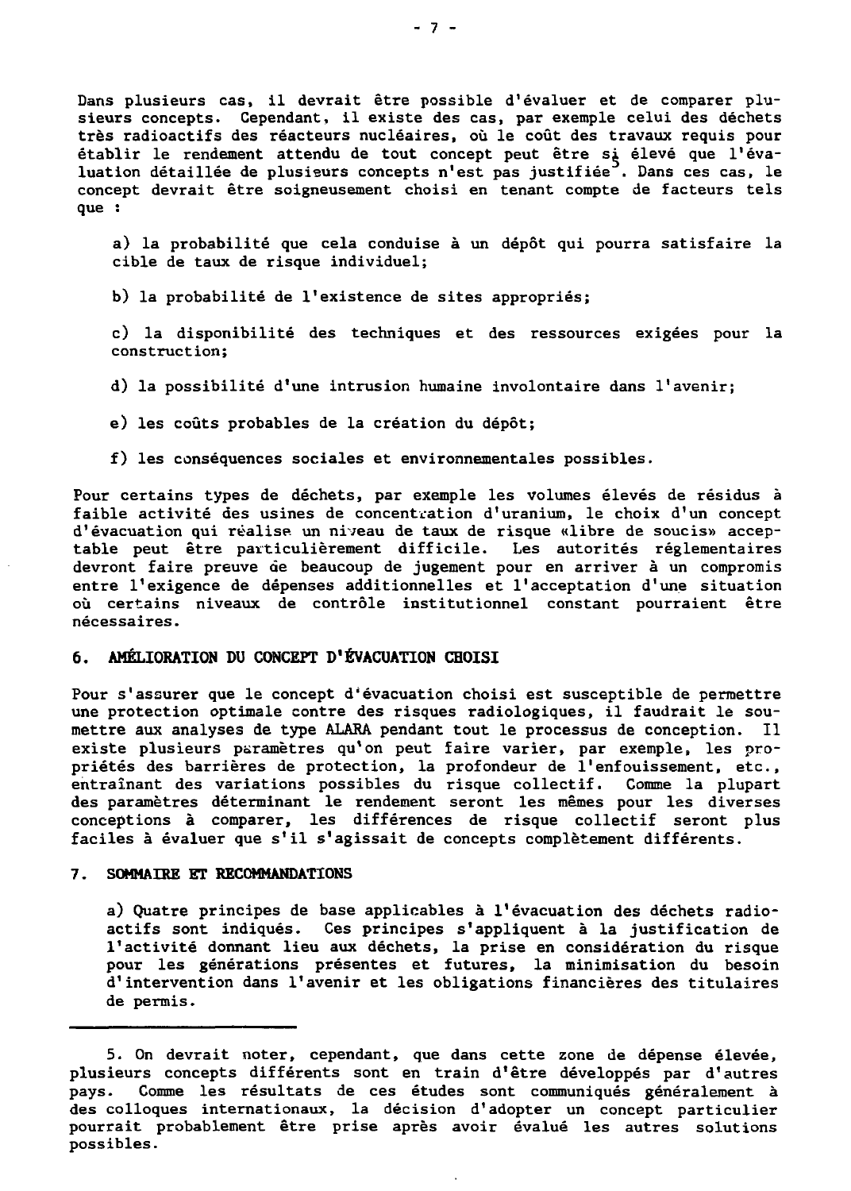Dans plusieurs cas, il devrait être possible d'évaluer et de comparer plusieurs concepts. Cependant, il existe des cas, par exemple celui des déchets très radioactifs des réacteurs nucléaires, où le coût des travaux requis pour établir le rendement attendu de tout concept peut être si élevé que l'évaluation détaillée de plusieurs concepts n'est pas justifiée[5]. Dans ces cas, le concept devrait être soigneusement choisi en tenant compte de facteurs tels que :

a) la probabilité que cela conduise à un dépôt qui pourra satisfaire la cible de taux de risque individuel;

b) la probabilité de l'existence de sites appropriés;

c) la disponibilité des techniques et des ressources exigées pour la construction;

d) la possibilité d'une intrusion humaine involontaire dans l'avenir;

e) les coûts probables de la création du dépôt;

f) les conséquences sociales et environnementales possibles.

Pour certains types de déchets, par exemple les volumes élevés de résidus à faible activité des usines de concentration d'uranium, le choix d'un concept d'évacuation qui réalise un niveau de taux de risque «libre de soucis» acceptable peut être particulièrement difficile. Les autorités réglementaires devront faire preuve de beaucoup de jugement pour en arriver à un compromis entre l'exigence de dépenses additionnelles et l'acceptation d'une situation où certains niveaux de contrôle institutionnel constant pourraient être nécessaires.

## 6. AMÉLIORATION DU CONCEPT D'ÉVACUATION CHOISI

Pour s'assurer que le concept d'évacuation choisi est susceptible de permettre une protection optimale contre des risques radiologiques, il faudrait le soumettre aux analyses de type ALARA pendant tout le processus de conception. Il existe plusieurs paramètres qu'on peut faire varier, par exemple, les propriétés des barrières de protection, la profondeur de l'enfouissement, etc., entraînant des variations possibles du risque collectif. Comme la plupart des paramètres déterminant le rendement seront les mêmes pour les diverses conceptions à comparer, les différences de risque collectif seront plus faciles à évaluer que s'il s'agissait de concepts complètement différents.

## 7. SOMMAIRE ET RECOMMANDATIONS

a) Quatre principes de base applicables à l'évacuation des déchets radioactifs sont indiqués. Ces principes s'appliquent à la justification de l'activité donnant lieu aux déchets, la prise en considération du risque pour les générations présentes et futures, la minimisation du besoin d'intervention dans l'avenir et les obligations financières des titulaires de permis.

---

5. On devrait noter, cependant, que dans cette zone de dépense élevée, plusieurs concepts différents sont en train d'être développés par d'autres pays. Comme les résultats de ces études sont communiqués généralement à des colloques internationaux, la décision d'adopter un concept particulier pourrait probablement être prise après avoir évalué les autres solutions possibles.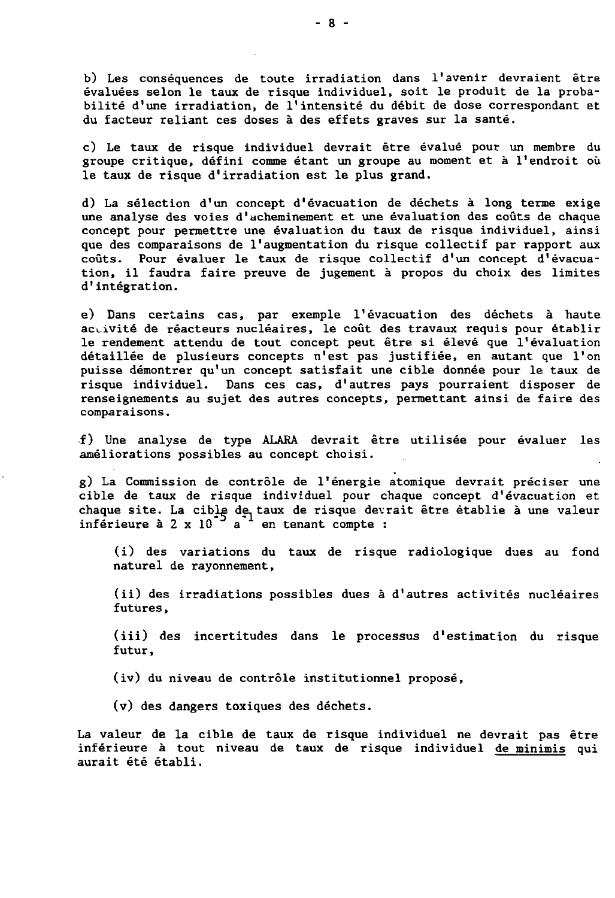b) Les conséquences de toute irradiation dans l'avenir devraient être évaluées selon le taux de risque individuel, soit le produit de la probabilité d'une irradiation, de l'intensité du débit de dose correspondant et du facteur reliant ces doses à des effets graves sur la santé.

c) Le taux de risque individuel devrait être évalué pour un membre du groupe critique, défini comme étant un groupe au moment et à l'endroit où le taux de risque d'irradiation est le plus grand.

d) La sélection d'un concept d'évacuation de déchets à long terme exige une analyse des voies d'acheminement et une évaluation des coûts de chaque concept pour permettre une évaluation du taux de risque individuel, ainsi que des comparaisons de l'augmentation du risque collectif par rapport aux coûts. Pour évaluer le taux de risque collectif d'un concept d'évacuation, il faudra faire preuve de jugement à propos du choix des limites d'intégration.

e) Dans certains cas, par exemple l'évacuation des déchets à haute activité de réacteurs nucléaires, le coût des travaux requis pour établir le rendement attendu de tout concept peut être si élevé que l'évaluation détaillée de plusieurs concepts n'est pas justifiée, en autant que l'on puisse démontrer qu'un concept satisfait une cible donnée pour le taux de risque individuel. Dans ces cas, d'autres pays pourraient disposer de renseignements au sujet des autres concepts, permettant ainsi de faire des comparaisons.

f) Une analyse de type ALARA devrait être utilisée pour évaluer les améliorations possibles au concept choisi.

g) La Commission de contrôle de l'énergie atomique devrait préciser une cible de taux de risque individuel pour chaque concept d'évacuation et chaque site. La cible de taux de risque devrait être établie à une valeur inférieure à $2 \times 10^{-5}$ $a^{-1}$ en tenant compte :

(i) des variations du taux de risque radiologique dues au fond naturel de rayonnement,

(ii) des irradiations possibles dues à d'autres activités nucléaires futures,

(iii) des incertitudes dans le processus d'estimation du risque futur,

(iv) du niveau de contrôle institutionnel proposé,

(v) des dangers toxiques des déchets.

La valeur de la cible de taux de risque individuel ne devrait pas être inférieure à tout niveau de taux de risque individuel de minimis qui aurait été établi.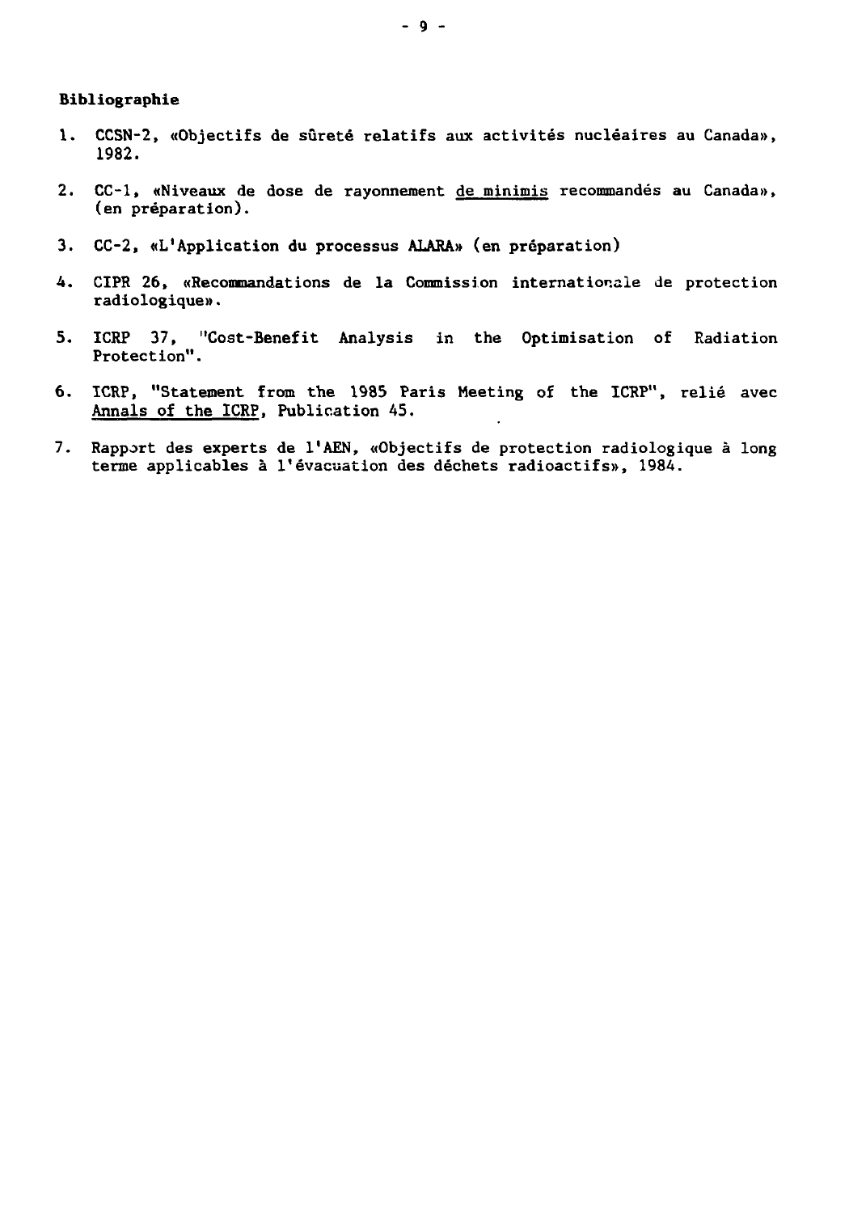**Bibliographie**

1. CCSN-2, «Objectifs de sûreté relatifs aux activités nucléaires au Canada», 1982.

2. CC-1, «Niveaux de dose de rayonnement de minimis recommandés au Canada», (en préparation).

3. CC-2, «L'Application du processus ALARA» (en préparation)

4. CIPR 26, «Recommandations de la Commission internationale de protection radiologique».

5. ICRP 37, "Cost-Benefit Analysis in the Optimisation of Radiation Protection".

6. ICRP, "Statement from the 1985 Paris Meeting of the ICRP", relié avec Annals of the ICRP, Publication 45.

7. Rapport des experts de l'AEN, «Objectifs de protection radiologique à long terme applicables à l'évacuation des déchets radioactifs», 1984.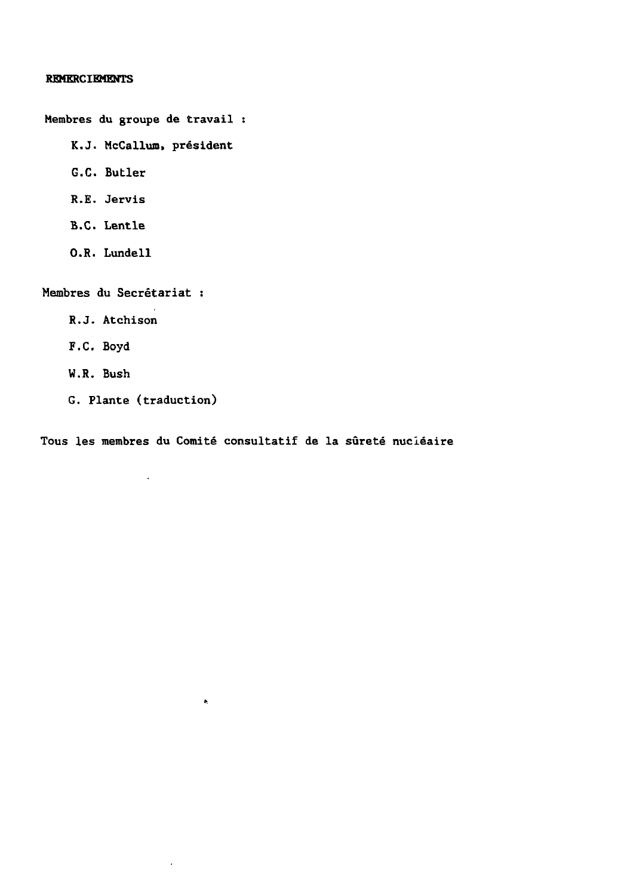## REMERCIEMENTS

Membres du groupe de travail :

- K.J. McCallum, président
- G.C. Butler
- R.E. Jervis
- B.C. Lentle
- O.R. Lundell

Membres du Secrétariat :

- R.J. Atchison
- F.C. Boyd
- W.R. Bush
- G. Plante (traduction)

Tous les membres du Comité consultatif de la sûreté nucléaire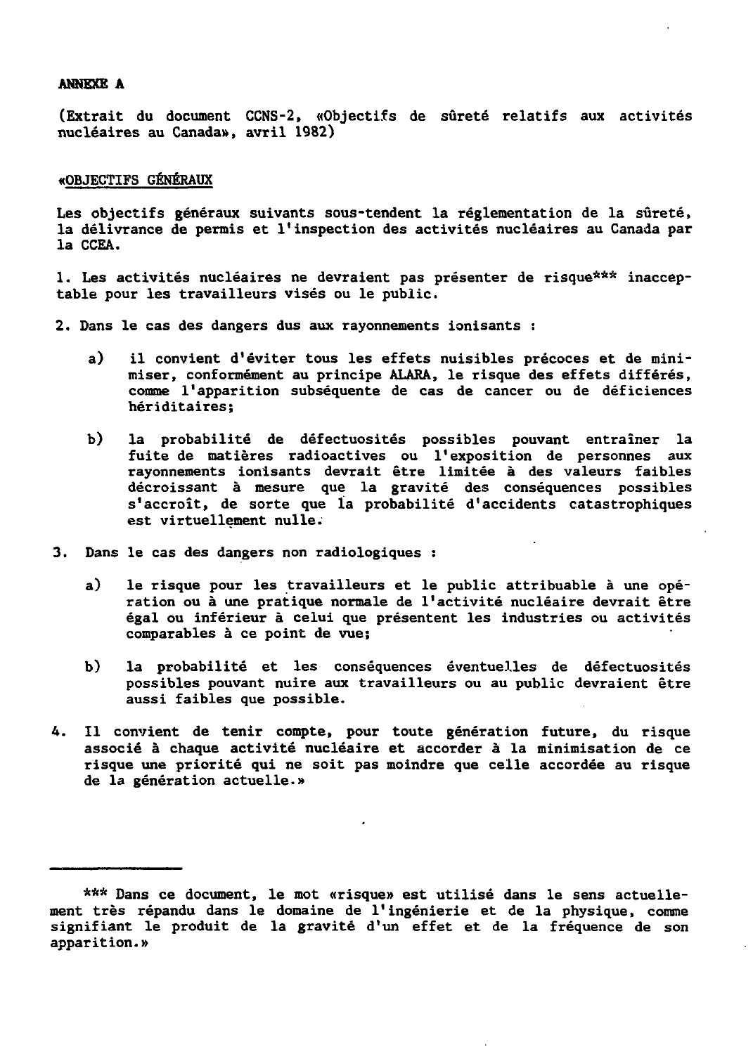**ANNEXE A**

(Extrait du document CCNS-2, «Objectifs de sûreté relatifs aux activités nucléaires au Canada», avril 1982)

«OBJECTIFS GÉNÉRAUX

Les objectifs généraux suivants sous-tendent la réglementation de la sûreté, la délivrance de permis et l'inspection des activités nucléaires au Canada par la CCEA.

1. Les activités nucléaires ne devraient pas présenter de risque*** inacceptable pour les travailleurs visés ou le public.

2. Dans le cas des dangers dus aux rayonnements ionisants :

   a) il convient d'éviter tous les effets nuisibles précoces et de minimiser, conformément au principe ALARA, le risque des effets différés, comme l'apparition subséquente de cas de cancer ou de déficiences héréditaires;

   b) la probabilité de défectuosités possibles pouvant entraîner la fuite de matières radioactives ou l'exposition de personnes aux rayonnements ionisants devrait être limitée à des valeurs faibles décroissant à mesure que la gravité des conséquences possibles s'accroît, de sorte que la probabilité d'accidents catastrophiques est virtuellement nulle.

3. Dans le cas des dangers non radiologiques :

   a) le risque pour les travailleurs et le public attribuable à une opération ou à une pratique normale de l'activité nucléaire devrait être égal ou inférieur à celui que présentent les industries ou activités comparables à ce point de vue;

   b) la probabilité et les conséquences éventuelles de défectuosités possibles pouvant nuire aux travailleurs ou au public devraient être aussi faibles que possible.

4. Il convient de tenir compte, pour toute génération future, du risque associé à chaque activité nucléaire et accorder à la minimisation de ce risque une priorité qui ne soit pas moindre que celle accordée au risque de la génération actuelle.»

---

*** Dans ce document, le mot «risque» est utilisé dans le sens actuellement très répandu dans le domaine de l'ingénierie et de la physique, comme signifiant le produit de la gravité d'un effet et de la fréquence de son apparition.»